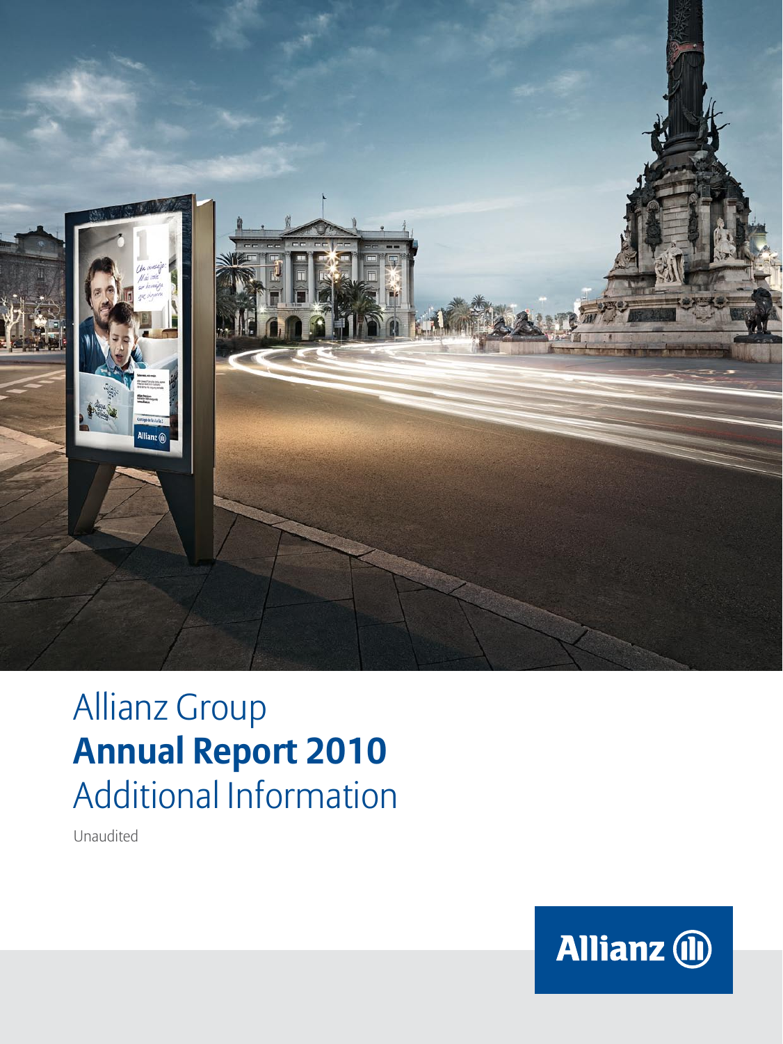# Allianz Group
# **Annual Report 2010**
# Additional Information

Unaudited

Allianz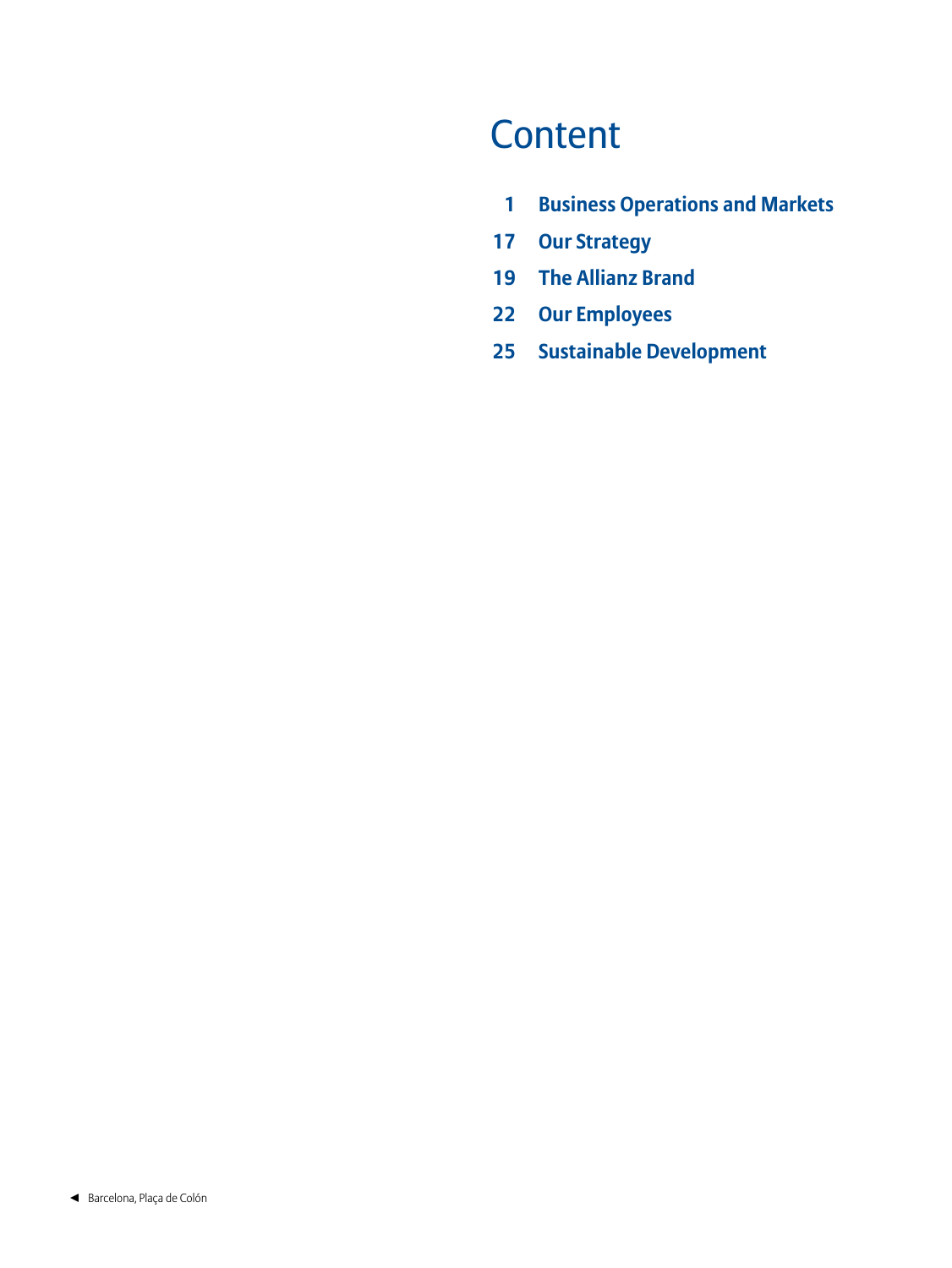# Content

| | |
|---|---|
| 1 | Business Operations and Markets |
| 17 | Our Strategy |
| 19 | The Allianz Brand |
| 22 | Our Employees |
| 25 | Sustainable Development |

◄ Barcelona, Plaça de Colón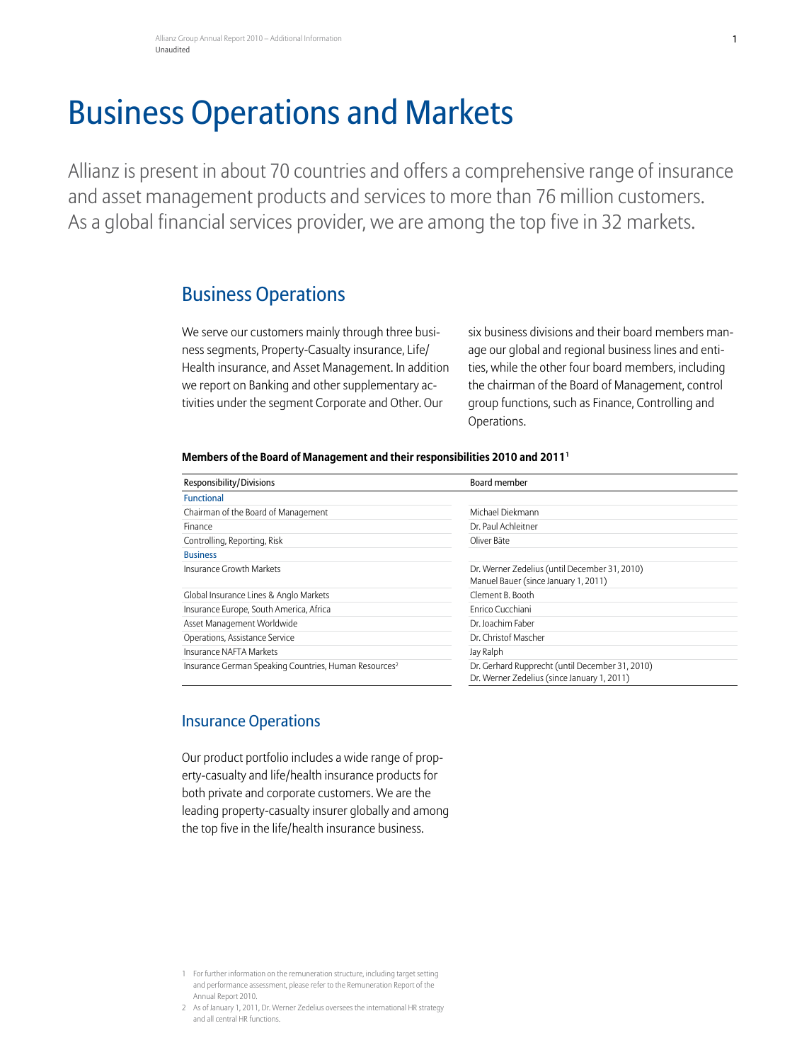# Business Operations and Markets

Allianz is present in about 70 countries and offers a comprehensive range of insurance and asset management products and services to more than 76 million customers. As a global financial services provider, we are among the top five in 32 markets.

## Business Operations

We serve our customers mainly through three business segments, Property-Casualty insurance, Life/Health insurance, and Asset Management. In addition we report on Banking and other supplementary activities under the segment Corporate and Other. Our six business divisions and their board members manage our global and regional business lines and entities, while the other four board members, including the chairman of the Board of Management, control group functions, such as Finance, Controlling and Operations.

**Members of the Board of Management and their responsibilities 2010 and 2011[1]**

| Responsibility/Divisions | Board member |
|---|---|
| Functional | |
| Chairman of the Board of Management | Michael Diekmann |
| Finance | Dr. Paul Achleitner |
| Controlling, Reporting, Risk | Oliver Bäte |
| Business | |
| Insurance Growth Markets | Dr. Werner Zedelius (until December 31, 2010)<br>Manuel Bauer (since January 1, 2011) |
| Global Insurance Lines & Anglo Markets | Clement B. Booth |
| Insurance Europe, South America, Africa | Enrico Cucchiani |
| Asset Management Worldwide | Dr. Joachim Faber |
| Operations, Assistance Service | Dr. Christof Mascher |
| Insurance NAFTA Markets | Jay Ralph |
| Insurance German Speaking Countries, Human Resources[2] | Dr. Gerhard Rupprecht (until December 31, 2010)<br>Dr. Werner Zedelius (since January 1, 2011) |

## Insurance Operations

Our product portfolio includes a wide range of property-casualty and life/health insurance products for both private and corporate customers. We are the leading property-casualty insurer globally and among the top five in the life/health insurance business.

1 For further information on the remuneration structure, including target setting and performance assessment, please refer to the Remuneration Report of the Annual Report 2010.

2 As of January 1, 2011, Dr. Werner Zedelius oversees the international HR strategy and all central HR functions.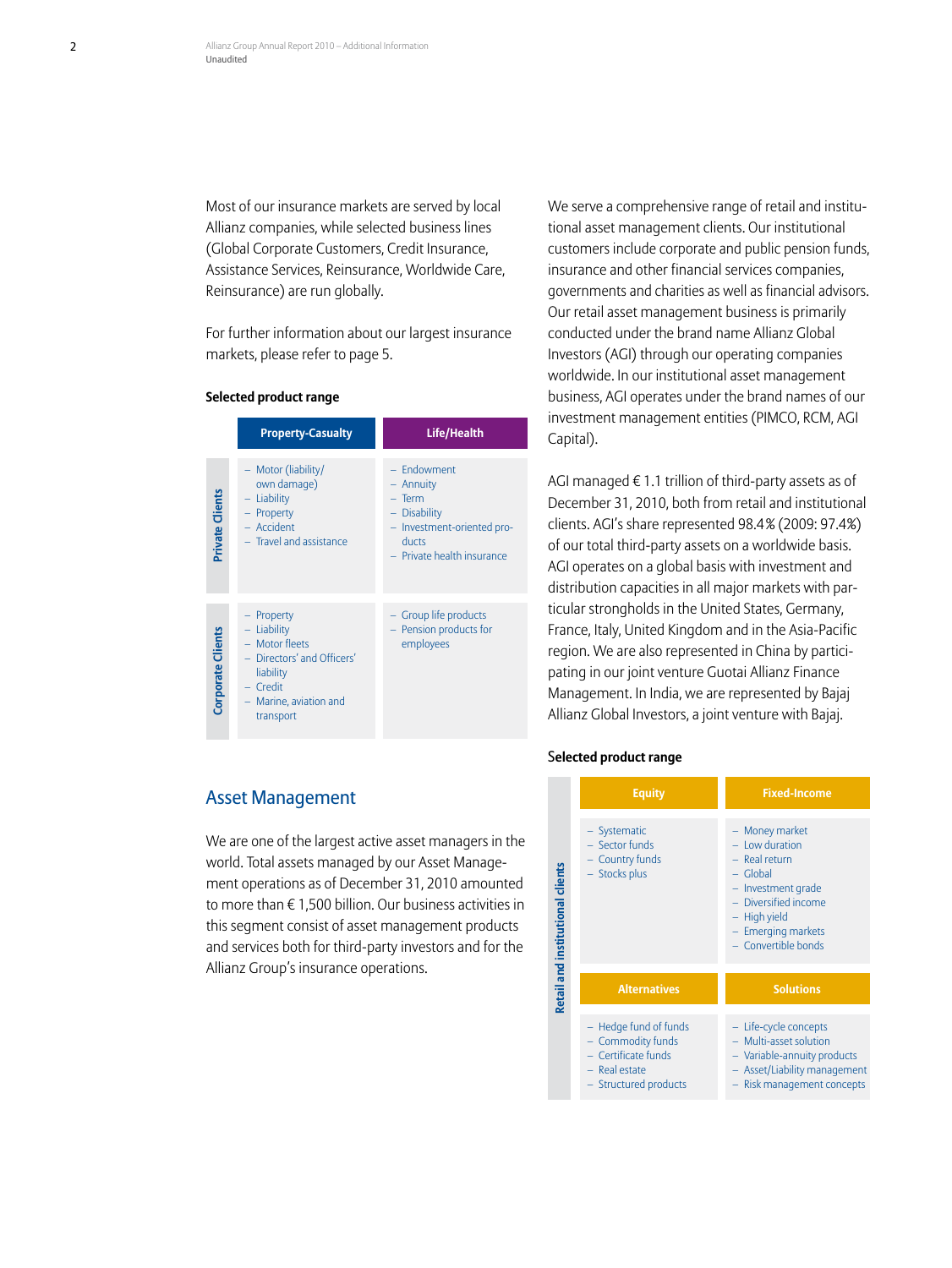Most of our insurance markets are served by local Allianz companies, while selected business lines (Global Corporate Customers, Credit Insurance, Assistance Services, Reinsurance, Worldwide Care, Reinsurance) are run globally.

For further information about our largest insurance markets, please refer to page 5.

**Selected product range**

| | Property-Casualty | Life/Health |
|---|---|---|
| Private Clients | – Motor (liability/ own damage)<br>– Liability<br>– Property<br>– Accident<br>– Travel and assistance | – Endowment<br>– Annuity<br>– Term<br>– Disability<br>– Investment-oriented products<br>– Private health insurance |
| Corporate Clients | – Property<br>– Liability<br>– Motor fleets<br>– Directors' and Officers' liability<br>– Credit<br>– Marine, aviation and transport | – Group life products<br>– Pension products for employees |

## Asset Management

We are one of the largest active asset managers in the world. Total assets managed by our Asset Management operations as of December 31, 2010 amounted to more than € 1,500 billion. Our business activities in this segment consist of asset management products and services both for third-party investors and for the Allianz Group's insurance operations.

We serve a comprehensive range of retail and institutional asset management clients. Our institutional customers include corporate and public pension funds, insurance and other financial services companies, governments and charities as well as financial advisors. Our retail asset management business is primarily conducted under the brand name Allianz Global Investors (AGI) through our operating companies worldwide. In our institutional asset management business, AGI operates under the brand names of our investment management entities (PIMCO, RCM, AGI Capital).

AGI managed € 1.1 trillion of third-party assets as of December 31, 2010, both from retail and institutional clients. AGI's share represented 98.4 % (2009: 97.4 %) of our total third-party assets on a worldwide basis. AGI operates on a global basis with investment and distribution capacities in all major markets with particular strongholds in the United States, Germany, France, Italy, United Kingdom and in the Asia-Pacific region. We are also represented in China by participating in our joint venture Guotai Allianz Finance Management. In India, we are represented by Bajaj Allianz Global Investors, a joint venture with Bajaj.

**Selected product range**

*Retail and institutional clients*

| Equity | Fixed-Income |
|---|---|
| – Systematic<br>– Sector funds<br>– Country funds<br>– Stocks plus | – Money market<br>– Low duration<br>– Real return<br>– Global<br>– Investment grade<br>– Diversified income<br>– High yield<br>– Emerging markets<br>– Convertible bonds |
| **Alternatives** | **Solutions** |
| – Hedge fund of funds<br>– Commodity funds<br>– Certificate funds<br>– Real estate<br>– Structured products | – Life-cycle concepts<br>– Multi-asset solution<br>– Variable-annuity products<br>– Asset/Liability management<br>– Risk management concepts |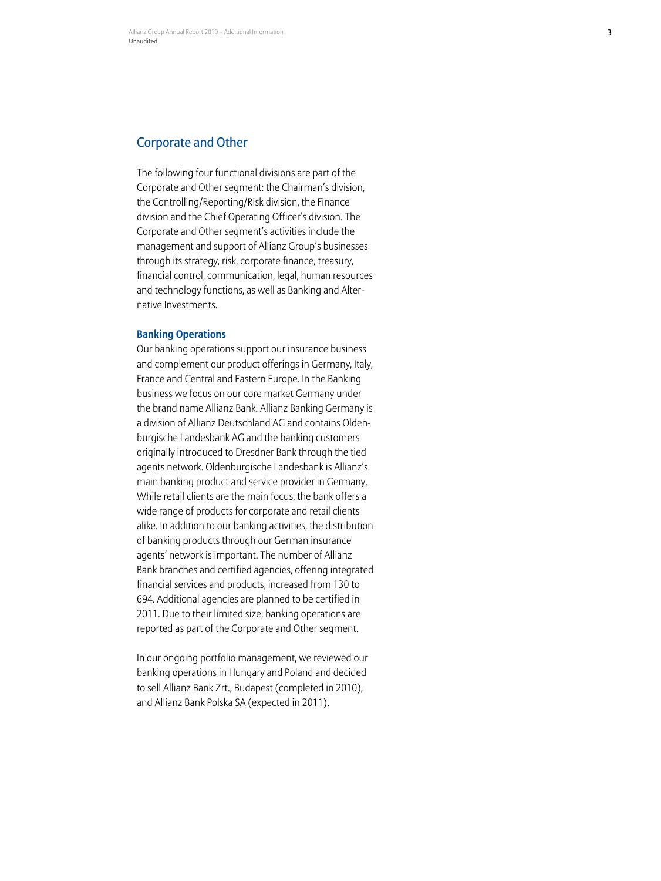## Corporate and Other

The following four functional divisions are part of the Corporate and Other segment: the Chairman's division, the Controlling/Reporting/Risk division, the Finance division and the Chief Operating Officer's division. The Corporate and Other segment's activities include the management and support of Allianz Group's businesses through its strategy, risk, corporate finance, treasury, financial control, communication, legal, human resources and technology functions, as well as Banking and Alternative Investments.

### Banking Operations

Our banking operations support our insurance business and complement our product offerings in Germany, Italy, France and Central and Eastern Europe. In the Banking business we focus on our core market Germany under the brand name Allianz Bank. Allianz Banking Germany is a division of Allianz Deutschland AG and contains Oldenburgische Landesbank AG and the banking customers originally introduced to Dresdner Bank through the tied agents network. Oldenburgische Landesbank is Allianz's main banking product and service provider in Germany. While retail clients are the main focus, the bank offers a wide range of products for corporate and retail clients alike. In addition to our banking activities, the distribution of banking products through our German insurance agents' network is important. The number of Allianz Bank branches and certified agencies, offering integrated financial services and products, increased from 130 to 694. Additional agencies are planned to be certified in 2011. Due to their limited size, banking operations are reported as part of the Corporate and Other segment.

In our ongoing portfolio management, we reviewed our banking operations in Hungary and Poland and decided to sell Allianz Bank Zrt., Budapest (completed in 2010), and Allianz Bank Polska SA (expected in 2011).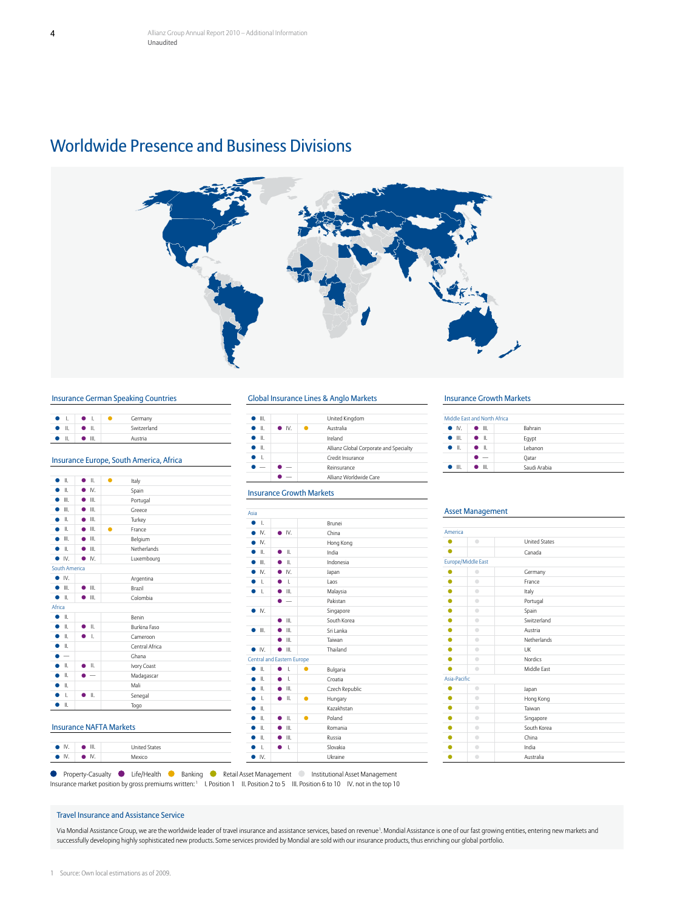# Worldwide Presence and Business Divisions

## Insurance German Speaking Countries

| Property-Casualty | Life/Health | Banking | Country |
|---|---|---|---|
| ● I. | ● I. | ● | Germany |
| ● II. | ● II. | | Switzerland |
| ● II. | ● III. | | Austria |

## Insurance Europe, South America, Africa

| Property-Casualty | Life/Health | Banking | Country |
|---|---|---|---|
| ● II. | ● II. | ● | Italy |
| ● II. | ● IV. | | Spain |
| ● III. | ● III. | | Portugal |
| ● III. | ● III. | | Greece |
| ● II. | ● III. | | Turkey |
| ● II. | ● III. | ● | France |
| ● III. | ● III. | | Belgium |
| ● II. | ● III. | | Netherlands |
| ● IV. | ● IV. | | Luxembourg |
| **South America** | | | |
| ● IV. | | | Argentina |
| ● III. | ● III. | | Brazil |
| ● II. | ● III. | | Colombia |
| **Africa** | | | |
| ● II. | | | Benin |
| ● II. | ● II. | | Burkina Faso |
| ● II. | ● I. | | Cameroon |
| ● II. | | | Central Africa |
| ● — | | | Ghana |
| ● II. | ● II. | | Ivory Coast |
| ● II. | ● — | | Madagascar |
| ● II. | | | Mali |
| ● I. | ● II. | | Senegal |
| ● II. | | | Togo |

## Insurance NAFTA Markets

| Property-Casualty | Life/Health | Country |
|---|---|---|
| ● IV. | ● III. | United States |
| ● IV. | ● IV. | Mexico |

## Global Insurance Lines & Anglo Markets

| Property-Casualty | Life/Health | Banking | Country / Unit |
|---|---|---|---|
| ● III. | | | United Kingdom |
| ● II. | ● IV. | ● | Australia |
| ● II. | | | Ireland |
| ● II. | | | Allianz Global Corporate and Specialty |
| ● I. | | | Credit Insurance |
| ● — | ● — | | Reinsurance |
| | ● — | | Allianz Worldwide Care |

## Insurance Growth Markets

| Property-Casualty | Life/Health | Banking | Country |
|---|---|---|---|
| **Asia** | | | |
| ● I. | | | Brunei |
| ● IV. | ● IV. | | China |
| ● IV. | | | Hong Kong |
| ● II. | ● II. | | India |
| ● III. | ● II. | | Indonesia |
| ● IV. | ● IV. | | Japan |
| ● I. | ● I. | | Laos |
| ● I. | ● III. | | Malaysia |
| | ● — | | Pakistan |
| ● IV. | | | Singapore |
| | ● III. | | South Korea |
| ● III. | ● III. | | Sri Lanka |
| | ● III. | | Taiwan |
| ● IV. | ● III. | | Thailand |
| **Central and Eastern Europe** | | | |
| ● II. | ● I. | ● | Bulgaria |
| ● II. | ● I. | | Croatia |
| ● II. | ● III. | | Czech Republic |
| ● I. | ● II. | ● | Hungary |
| ● II. | | | Kazakhstan |
| ● II. | ● II. | ● | Poland |
| ● II. | ● III. | | Romania |
| ● II. | ● III. | | Russia |
| ● I. | ● I. | | Slovakia |
| ● IV. | | | Ukraine |

## Insurance Growth Markets

| Property-Casualty | Life/Health | Country |
|---|---|---|
| **Middle East and North Africa** | | |
| ● IV. | ● III. | Bahrain |
| ● III. | ● II. | Egypt |
| ● II. | ● II. | Lebanon |
| | ● — | Qatar |
| ● III. | ● III. | Saudi Arabia |

## Asset Management

| Retail Asset Management | Institutional Asset Management | Country / Region |
|---|---|---|
| **America** | | |
| ● | ● | United States |
| ● | | Canada |
| **Europe/Middle East** | | |
| ● | ● | Germany |
| ● | ● | France |
| ● | ● | Italy |
| ● | ● | Portugal |
| ● | ● | Spain |
| ● | ● | Switzerland |
| ● | ● | Austria |
| ● | ● | Netherlands |
| ● | ● | UK |
| ● | ● | Nordics |
| ● | ● | Middle East |
| **Asia-Pacific** | | |
| ● | ● | Japan |
| ● | ● | Hong Kong |
| ● | ● | Taiwan |
| ● | ● | Singapore |
| ● | ● | South Korea |
| ● | ● | China |
| ● | ● | India |
| ● | ● | Australia |

● Property-Casualty ● Life/Health ● Banking ● Retail Asset Management ● Institutional Asset Management

Insurance market position by gross premiums written:[1] I. Position 1 II. Position 2 to 5 III. Position 6 to 10 IV. not in the top 10

## Travel Insurance and Assistance Service

Via Mondial Assistance Group, we are the worldwide leader of travel insurance and assistance services, based on revenue[1]. Mondial Assistance is one of our fast growing entities, entering new markets and successfully developing highly sophisticated new products. Some services provided by Mondial are sold with our insurance products, thus enriching our global portfolio.

1 Source: Own local estimations as of 2009.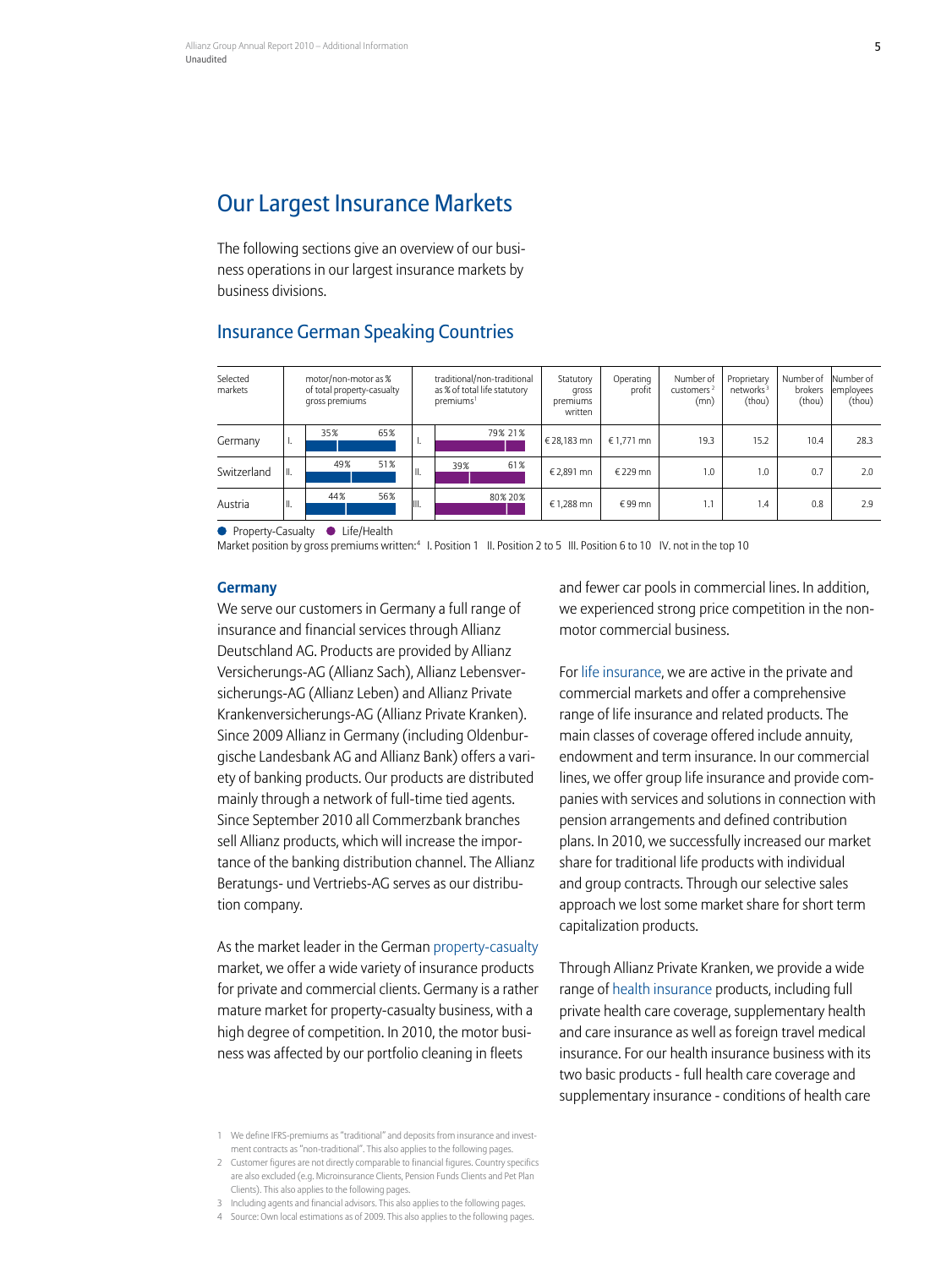# Our Largest Insurance Markets

The following sections give an overview of our business operations in our largest insurance markets by business divisions.

## Insurance German Speaking Countries

| Selected markets | | motor/non-motor as % of total property-casualty gross premiums | | traditional/non-traditional as % of total life statutory premiums[1] | Statutory gross premiums written | Operating profit | Number of customers[2] (mn) | Proprietary networks[3] (thou) | Number of brokers (thou) | Number of employees (thou) |
|---|---|---|---|---|---|---|---|---|---|---|
| Germany | I. | 35% / 65% | I. | 79% / 21% | € 28,183 mn | € 1,771 mn | 19.3 | 15.2 | 10.4 | 28.3 |
| Switzerland | II. | 49% / 51% | II. | 39% / 61% | € 2,891 mn | € 229 mn | 1.0 | 1.0 | 0.7 | 2.0 |
| Austria | II. | 44% / 56% | III. | 80% / 20% | € 1,288 mn | € 99 mn | 1.1 | 1.4 | 0.8 | 2.9 |

● Property-Casualty ● Life/Health

Market position by gross premiums written:[4] I. Position 1 II. Position 2 to 5 III. Position 6 to 10 IV. not in the top 10

### Germany

We serve our customers in Germany a full range of insurance and financial services through Allianz Deutschland AG. Products are provided by Allianz Versicherungs-AG (Allianz Sach), Allianz Lebensversicherungs-AG (Allianz Leben) and Allianz Private Krankenversicherungs-AG (Allianz Private Kranken). Since 2009 Allianz in Germany (including Oldenburgische Landesbank AG and Allianz Bank) offers a variety of banking products. Our products are distributed mainly through a network of full-time tied agents. Since September 2010 all Commerzbank branches sell Allianz products, which will increase the importance of the banking distribution channel. The Allianz Beratungs- und Vertriebs-AG serves as our distribution company.

As the market leader in the German property-casualty market, we offer a wide variety of insurance products for private and commercial clients. Germany is a rather mature market for property-casualty business, with a high degree of competition. In 2010, the motor business was affected by our portfolio cleaning in fleets and fewer car pools in commercial lines. In addition, we experienced strong price competition in the non-motor commercial business.

For life insurance, we are active in the private and commercial markets and offer a comprehensive range of life insurance and related products. The main classes of coverage offered include annuity, endowment and term insurance. In our commercial lines, we offer group life insurance and provide companies with services and solutions in connection with pension arrangements and defined contribution plans. In 2010, we successfully increased our market share for traditional life products with individual and group contracts. Through our selective sales approach we lost some market share for short term capitalization products.

Through Allianz Private Kranken, we provide a wide range of health insurance products, including full private health care coverage, supplementary health and care insurance as well as foreign travel medical insurance. For our health insurance business with its two basic products - full health care coverage and supplementary insurance - conditions of health care

1 We define IFRS-premiums as "traditional" and deposits from insurance and investment contracts as "non-traditional". This also applies to the following pages.

2 Customer figures are not directly comparable to financial figures. Country specifics are also excluded (e.g. Microinsurance Clients, Pension Funds Clients and Pet Plan Clients). This also applies to the following pages.

3 Including agents and financial advisors. This also applies to the following pages.

4 Source: Own local estimations as of 2009. This also applies to the following pages.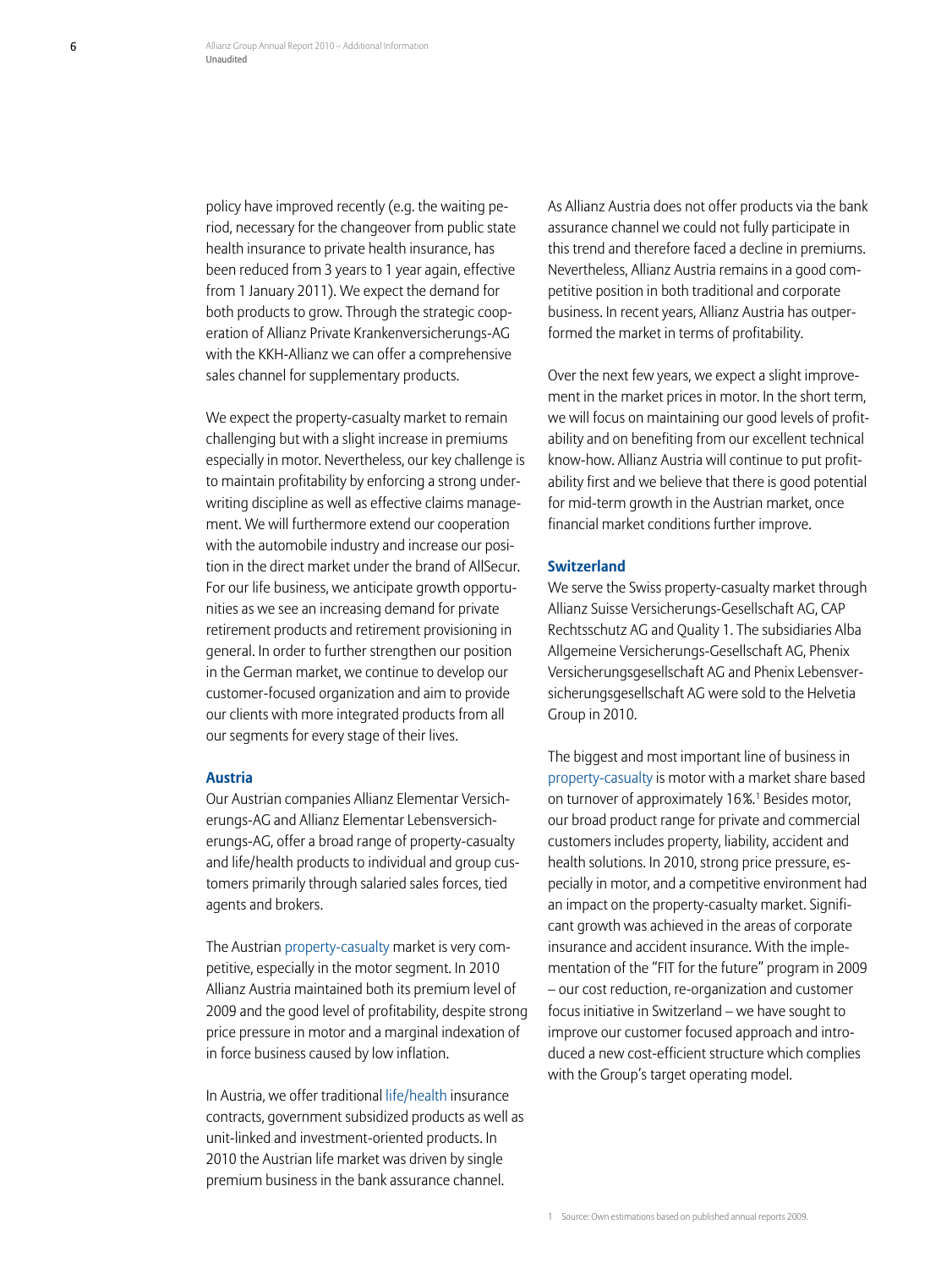policy have improved recently (e.g. the waiting period, necessary for the changeover from public state health insurance to private health insurance, has been reduced from 3 years to 1 year again, effective from 1 January 2011). We expect the demand for both products to grow. Through the strategic cooperation of Allianz Private Krankenversicherungs-AG with the KKH-Allianz we can offer a comprehensive sales channel for supplementary products.

We expect the property-casualty market to remain challenging but with a slight increase in premiums especially in motor. Nevertheless, our key challenge is to maintain profitability by enforcing a strong underwriting discipline as well as effective claims management. We will furthermore extend our cooperation with the automobile industry and increase our position in the direct market under the brand of AllSecur. For our life business, we anticipate growth opportunities as we see an increasing demand for private retirement products and retirement provisioning in general. In order to further strengthen our position in the German market, we continue to develop our customer-focused organization and aim to provide our clients with more integrated products from all our segments for every stage of their lives.

### Austria

Our Austrian companies Allianz Elementar Versicherungs-AG and Allianz Elementar Lebensversicherungs-AG, offer a broad range of property-casualty and life/health products to individual and group customers primarily through salaried sales forces, tied agents and brokers.

The Austrian property-casualty market is very competitive, especially in the motor segment. In 2010 Allianz Austria maintained both its premium level of 2009 and the good level of profitability, despite strong price pressure in motor and a marginal indexation of in force business caused by low inflation.

In Austria, we offer traditional life/health insurance contracts, government subsidized products as well as unit-linked and investment-oriented products. In 2010 the Austrian life market was driven by single premium business in the bank assurance channel. As Allianz Austria does not offer products via the bank assurance channel we could not fully participate in this trend and therefore faced a decline in premiums. Nevertheless, Allianz Austria remains in a good competitive position in both traditional and corporate business. In recent years, Allianz Austria has outperformed the market in terms of profitability.

Over the next few years, we expect a slight improvement in the market prices in motor. In the short term, we will focus on maintaining our good levels of profitability and on benefiting from our excellent technical know-how. Allianz Austria will continue to put profitability first and we believe that there is good potential for mid-term growth in the Austrian market, once financial market conditions further improve.

### Switzerland

We serve the Swiss property-casualty market through Allianz Suisse Versicherungs-Gesellschaft AG, CAP Rechtsschutz AG and Quality 1. The subsidiaries Alba Allgemeine Versicherungs-Gesellschaft AG, Phenix Versicherungsgesellschaft AG and Phenix Lebensversicherungsgesellschaft AG were sold to the Helvetia Group in 2010.

The biggest and most important line of business in property-casualty is motor with a market share based on turnover of approximately 16%.[1] Besides motor, our broad product range for private and commercial customers includes property, liability, accident and health solutions. In 2010, strong price pressure, especially in motor, and a competitive environment had an impact on the property-casualty market. Significant growth was achieved in the areas of corporate insurance and accident insurance. With the implementation of the "FIT for the future" program in 2009 – our cost reduction, re-organization and customer focus initiative in Switzerland – we have sought to improve our customer focused approach and introduced a new cost-efficient structure which complies with the Group's target operating model.

1 Source: Own estimations based on published annual reports 2009.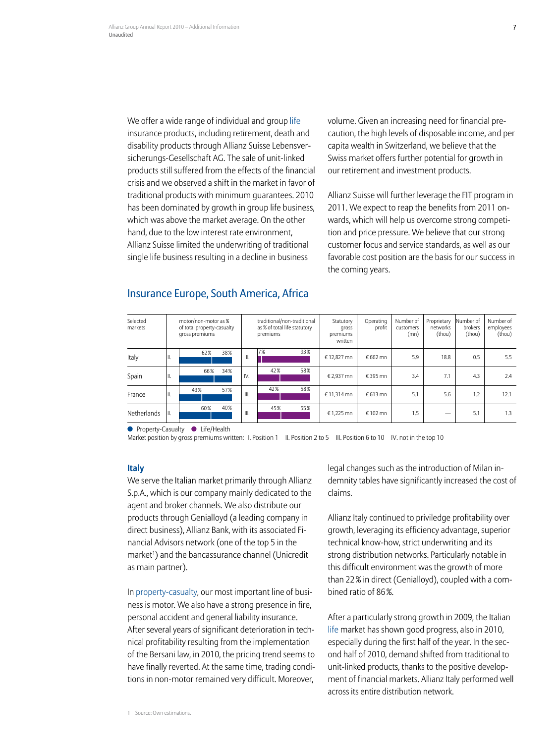We offer a wide range of individual and group life insurance products, including retirement, death and disability products through Allianz Suisse Lebensversicherungs-Gesellschaft AG. The sale of unit-linked products still suffered from the effects of the financial crisis and we observed a shift in the market in favor of traditional products with minimum guarantees. 2010 has been dominated by growth in group life business, which was above the market average. On the other hand, due to the low interest rate environment, Allianz Suisse limited the underwriting of traditional single life business resulting in a decline in business volume. Given an increasing need for financial precaution, the high levels of disposable income, and per capita wealth in Switzerland, we believe that the Swiss market offers further potential for growth in our retirement and investment products.

Allianz Suisse will further leverage the FIT program in 2011. We expect to reap the benefits from 2011 onwards, which will help us overcome strong competition and price pressure. We believe that our strong customer focus and service standards, as well as our favorable cost position are the basis for our success in the coming years.

## Insurance Europe, South America, Africa

| Selected markets | | motor/non-motor as % of total property-casualty gross premiums | | traditional/non-traditional as % of total life statutory premiums | Statutory gross premiums written | Operating profit | Number of customers (mn) | Proprietary networks (thou) | Number of brokers (thou) | Number of employees (thou) |
|---|---|---|---|---|---|---|---|---|---|---|
| Italy | II. | 62% / 38% | II. | 7% / 93% | € 12,827 mn | € 662 mn | 5.9 | 18.8 | 0.5 | 5.5 |
| Spain | II. | 66% / 34% | IV. | 42% / 58% | € 2,937 mn | € 395 mn | 3.4 | 7.1 | 4.3 | 2.4 |
| France | II. | 43% / 57% | III. | 42% / 58% | € 11,314 mn | € 613 mn | 5.1 | 5.6 | 1.2 | 12.1 |
| Netherlands | II. | 60% / 40% | III. | 45% / 55% | € 1,225 mn | € 102 mn | 1.5 | — | 5.1 | 1.3 |

● Property-Casualty ● Life/Health

Market position by gross premiums written: I. Position 1 II. Position 2 to 5 III. Position 6 to 10 IV. not in the top 10

### Italy

We serve the Italian market primarily through Allianz S.p.A., which is our company mainly dedicated to the agent and broker channels. We also distribute our products through Genialloyd (a leading company in direct business), Allianz Bank, with its associated Financial Advisors network (one of the top 5 in the market[1]) and the bancassurance channel (Unicredit as main partner).

In property-casualty, our most important line of business is motor. We also have a strong presence in fire, personal accident and general liability insurance. After several years of significant deterioration in technical profitability resulting from the implementation of the Bersani law, in 2010, the pricing trend seems to have finally reverted. At the same time, trading conditions in non-motor remained very difficult. Moreover, legal changes such as the introduction of Milan indemnity tables have significantly increased the cost of claims.

Allianz Italy continued to priviledge profitability over growth, leveraging its efficiency advantage, superior technical know-how, strict underwriting and its strong distribution networks. Particularly notable in this difficult environment was the growth of more than 22% in direct (Genialloyd), coupled with a combined ratio of 86%.

After a particularly strong growth in 2009, the Italian life market has shown good progress, also in 2010, especially during the first half of the year. In the second half of 2010, demand shifted from traditional to unit-linked products, thanks to the positive development of financial markets. Allianz Italy performed well across its entire distribution network.

1 Source: Own estimations.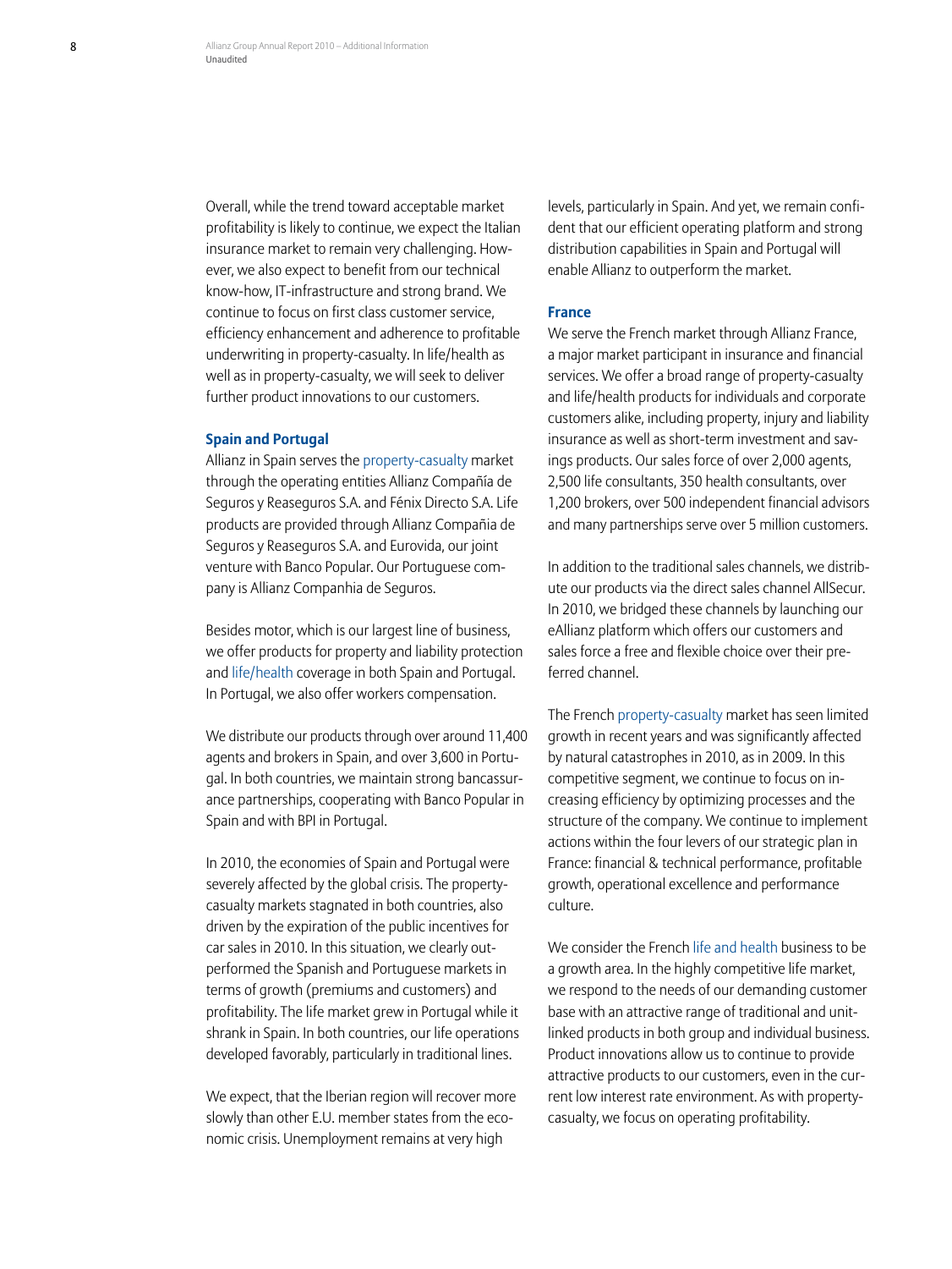Overall, while the trend toward acceptable market profitability is likely to continue, we expect the Italian insurance market to remain very challenging. However, we also expect to benefit from our technical know-how, IT-infrastructure and strong brand. We continue to focus on first class customer service, efficiency enhancement and adherence to profitable underwriting in property-casualty. In life/health as well as in property-casualty, we will seek to deliver further product innovations to our customers.

### Spain and Portugal

Allianz in Spain serves the property-casualty market through the operating entities Allianz Compañía de Seguros y Reaseguros S.A. and Fénix Directo S.A. Life products are provided through Allianz Compañia de Seguros y Reaseguros S.A. and Eurovida, our joint venture with Banco Popular. Our Portuguese company is Allianz Companhia de Seguros.

Besides motor, which is our largest line of business, we offer products for property and liability protection and life/health coverage in both Spain and Portugal. In Portugal, we also offer workers compensation.

We distribute our products through over around 11,400 agents and brokers in Spain, and over 3,600 in Portugal. In both countries, we maintain strong bancassurance partnerships, cooperating with Banco Popular in Spain and with BPI in Portugal.

In 2010, the economies of Spain and Portugal were severely affected by the global crisis. The property-casualty markets stagnated in both countries, also driven by the expiration of the public incentives for car sales in 2010. In this situation, we clearly outperformed the Spanish and Portuguese markets in terms of growth (premiums and customers) and profitability. The life market grew in Portugal while it shrank in Spain. In both countries, our life operations developed favorably, particularly in traditional lines.

We expect, that the Iberian region will recover more slowly than other E.U. member states from the economic crisis. Unemployment remains at very high levels, particularly in Spain. And yet, we remain confident that our efficient operating platform and strong distribution capabilities in Spain and Portugal will enable Allianz to outperform the market.

### France

We serve the French market through Allianz France, a major market participant in insurance and financial services. We offer a broad range of property-casualty and life/health products for individuals and corporate customers alike, including property, injury and liability insurance as well as short-term investment and savings products. Our sales force of over 2,000 agents, 2,500 life consultants, 350 health consultants, over 1,200 brokers, over 500 independent financial advisors and many partnerships serve over 5 million customers.

In addition to the traditional sales channels, we distribute our products via the direct sales channel AllSecur. In 2010, we bridged these channels by launching our eAllianz platform which offers our customers and sales force a free and flexible choice over their preferred channel.

The French property-casualty market has seen limited growth in recent years and was significantly affected by natural catastrophes in 2010, as in 2009. In this competitive segment, we continue to focus on increasing efficiency by optimizing processes and the structure of the company. We continue to implement actions within the four levers of our strategic plan in France: financial & technical performance, profitable growth, operational excellence and performance culture.

We consider the French life and health business to be a growth area. In the highly competitive life market, we respond to the needs of our demanding customer base with an attractive range of traditional and unit-linked products in both group and individual business. Product innovations allow us to continue to provide attractive products to our customers, even in the current low interest rate environment. As with property-casualty, we focus on operating profitability.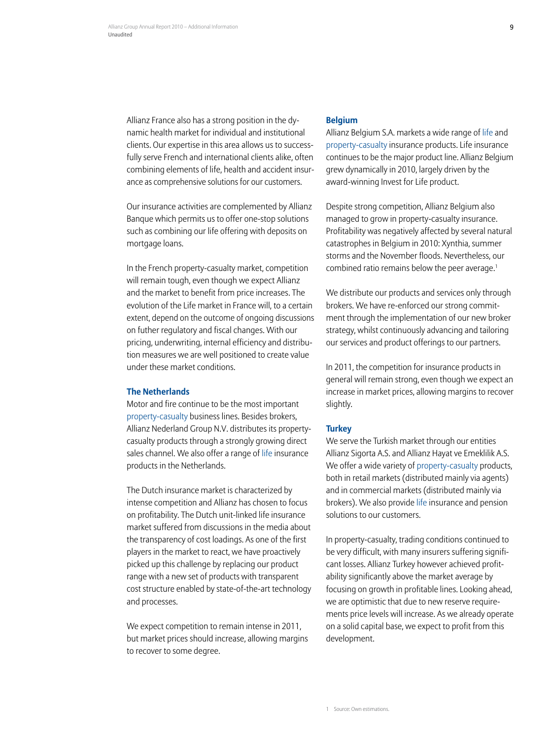Allianz France also has a strong position in the dynamic health market for individual and institutional clients. Our expertise in this area allows us to successfully serve French and international clients alike, often combining elements of life, health and accident insurance as comprehensive solutions for our customers.

Our insurance activities are complemented by Allianz Banque which permits us to offer one-stop solutions such as combining our life offering with deposits on mortgage loans.

In the French property-casualty market, competition will remain tough, even though we expect Allianz and the market to benefit from price increases. The evolution of the Life market in France will, to a certain extent, depend on the outcome of ongoing discussions on futher regulatory and fiscal changes. With our pricing, underwriting, internal efficiency and distribution measures we are well positioned to create value under these market conditions.

### The Netherlands

Motor and fire continue to be the most important property-casualty business lines. Besides brokers, Allianz Nederland Group N.V. distributes its property-casualty products through a strongly growing direct sales channel. We also offer a range of life insurance products in the Netherlands.

The Dutch insurance market is characterized by intense competition and Allianz has chosen to focus on profitability. The Dutch unit-linked life insurance market suffered from discussions in the media about the transparency of cost loadings. As one of the first players in the market to react, we have proactively picked up this challenge by replacing our product range with a new set of products with transparent cost structure enabled by state-of-the-art technology and processes.

We expect competition to remain intense in 2011, but market prices should increase, allowing margins to recover to some degree.

### Belgium

Allianz Belgium S.A. markets a wide range of life and property-casualty insurance products. Life insurance continues to be the major product line. Allianz Belgium grew dynamically in 2010, largely driven by the award-winning Invest for Life product.

Despite strong competition, Allianz Belgium also managed to grow in property-casualty insurance. Profitability was negatively affected by several natural catastrophes in Belgium in 2010: Xynthia, summer storms and the November floods. Nevertheless, our combined ratio remains below the peer average.[1]

We distribute our products and services only through brokers. We have re-enforced our strong commitment through the implementation of our new broker strategy, whilst continuously advancing and tailoring our services and product offerings to our partners.

In 2011, the competition for insurance products in general will remain strong, even though we expect an increase in market prices, allowing margins to recover slightly.

### Turkey

We serve the Turkish market through our entities Allianz Sigorta A.S. and Allianz Hayat ve Emeklilik A.S. We offer a wide variety of property-casualty products, both in retail markets (distributed mainly via agents) and in commercial markets (distributed mainly via brokers). We also provide life insurance and pension solutions to our customers.

In property-casualty, trading conditions continued to be very difficult, with many insurers suffering significant losses. Allianz Turkey however achieved profitability significantly above the market average by focusing on growth in profitable lines. Looking ahead, we are optimistic that due to new reserve requirements price levels will increase. As we already operate on a solid capital base, we expect to profit from this development.

1 Source: Own estimations.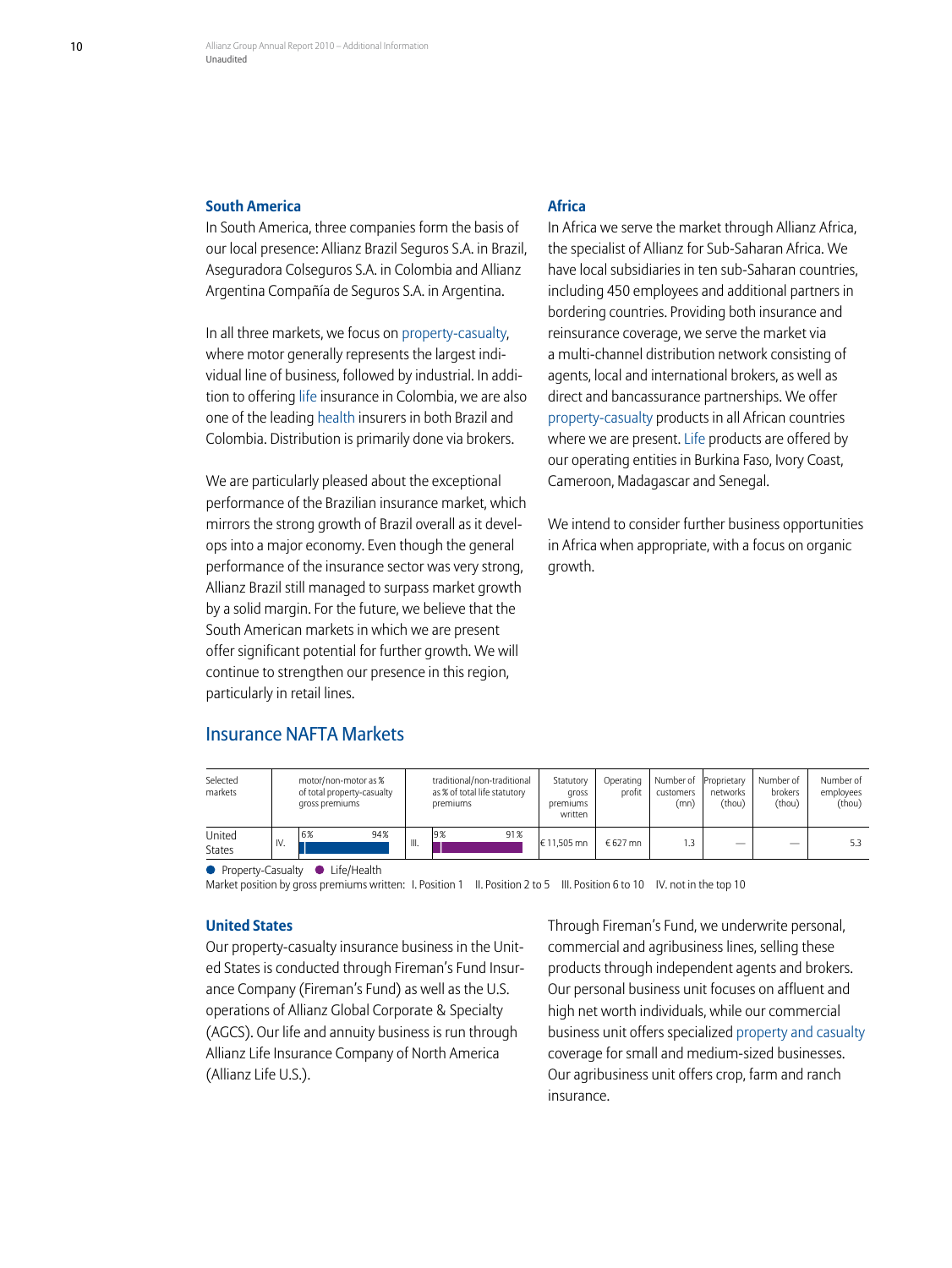## South America

In South America, three companies form the basis of our local presence: Allianz Brazil Seguros S.A. in Brazil, Aseguradora Colseguros S.A. in Colombia and Allianz Argentina Compañía de Seguros S.A. in Argentina.

In all three markets, we focus on property-casualty, where motor generally represents the largest individual line of business, followed by industrial. In addition to offering life insurance in Colombia, we are also one of the leading health insurers in both Brazil and Colombia. Distribution is primarily done via brokers.

We are particularly pleased about the exceptional performance of the Brazilian insurance market, which mirrors the strong growth of Brazil overall as it develops into a major economy. Even though the general performance of the insurance sector was very strong, Allianz Brazil still managed to surpass market growth by a solid margin. For the future, we believe that the South American markets in which we are present offer significant potential for further growth. We will continue to strengthen our presence in this region, particularly in retail lines.

## Africa

In Africa we serve the market through Allianz Africa, the specialist of Allianz for Sub-Saharan Africa. We have local subsidiaries in ten sub-Saharan countries, including 450 employees and additional partners in bordering countries. Providing both insurance and reinsurance coverage, we serve the market via a multi-channel distribution network consisting of agents, local and international brokers, as well as direct and bancassurance partnerships. We offer property-casualty products in all African countries where we are present. Life products are offered by our operating entities in Burkina Faso, Ivory Coast, Cameroon, Madagascar and Senegal.

We intend to consider further business opportunities in Africa when appropriate, with a focus on organic growth.

# Insurance NAFTA Markets

| Selected markets | | motor/non-motor as % of total property-casualty gross premiums | | traditional/non-traditional as % of total life statutory premiums | Statutory gross premiums written | Operating profit | Number of customers (mn) | Proprietary networks (thou) | Number of brokers (thou) | Number of employees (thou) |
|---|---|---|---|---|---|---|---|---|---|---|
| United States | IV. | 6% / 94% | III. | 9% / 91% | € 11,505 mn | € 627 mn | 1.3 | — | — | 5.3 |

● Property-Casualty ● Life/Health

Market position by gross premiums written: I. Position 1 II. Position 2 to 5 III. Position 6 to 10 IV. not in the top 10

## United States

Our property-casualty insurance business in the United States is conducted through Fireman's Fund Insurance Company (Fireman's Fund) as well as the U.S. operations of Allianz Global Corporate & Specialty (AGCS). Our life and annuity business is run through Allianz Life Insurance Company of North America (Allianz Life U.S.).

Through Fireman's Fund, we underwrite personal, commercial and agribusiness lines, selling these products through independent agents and brokers. Our personal business unit focuses on affluent and high net worth individuals, while our commercial business unit offers specialized property and casualty coverage for small and medium-sized businesses. Our agribusiness unit offers crop, farm and ranch insurance.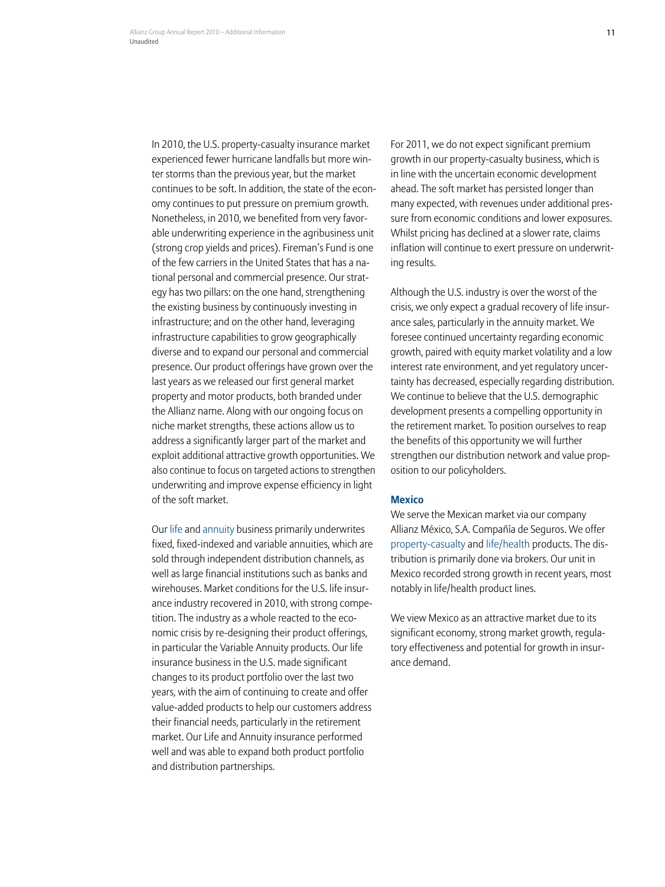In 2010, the U.S. property-casualty insurance market experienced fewer hurricane landfalls but more winter storms than the previous year, but the market continues to be soft. In addition, the state of the economy continues to put pressure on premium growth. Nonetheless, in 2010, we benefited from very favorable underwriting experience in the agribusiness unit (strong crop yields and prices). Fireman's Fund is one of the few carriers in the United States that has a national personal and commercial presence. Our strategy has two pillars: on the one hand, strengthening the existing business by continuously investing in infrastructure; and on the other hand, leveraging infrastructure capabilities to grow geographically diverse and to expand our personal and commercial presence. Our product offerings have grown over the last years as we released our first general market property and motor products, both branded under the Allianz name. Along with our ongoing focus on niche market strengths, these actions allow us to address a significantly larger part of the market and exploit additional attractive growth opportunities. We also continue to focus on targeted actions to strengthen underwriting and improve expense efficiency in light of the soft market.

Our life and annuity business primarily underwrites fixed, fixed-indexed and variable annuities, which are sold through independent distribution channels, as well as large financial institutions such as banks and wirehouses. Market conditions for the U.S. life insurance industry recovered in 2010, with strong competition. The industry as a whole reacted to the economic crisis by re-designing their product offerings, in particular the Variable Annuity products. Our life insurance business in the U.S. made significant changes to its product portfolio over the last two years, with the aim of continuing to create and offer value-added products to help our customers address their financial needs, particularly in the retirement market. Our Life and Annuity insurance performed well and was able to expand both product portfolio and distribution partnerships.

For 2011, we do not expect significant premium growth in our property-casualty business, which is in line with the uncertain economic development ahead. The soft market has persisted longer than many expected, with revenues under additional pressure from economic conditions and lower exposures. Whilst pricing has declined at a slower rate, claims inflation will continue to exert pressure on underwriting results.

Although the U.S. industry is over the worst of the crisis, we only expect a gradual recovery of life insurance sales, particularly in the annuity market. We foresee continued uncertainty regarding economic growth, paired with equity market volatility and a low interest rate environment, and yet regulatory uncertainty has decreased, especially regarding distribution. We continue to believe that the U.S. demographic development presents a compelling opportunity in the retirement market. To position ourselves to reap the benefits of this opportunity we will further strengthen our distribution network and value proposition to our policyholders.

### Mexico

We serve the Mexican market via our company Allianz México, S.A. Compañía de Seguros. We offer property-casualty and life/health products. The distribution is primarily done via brokers. Our unit in Mexico recorded strong growth in recent years, most notably in life/health product lines.

We view Mexico as an attractive market due to its significant economy, strong market growth, regulatory effectiveness and potential for growth in insurance demand.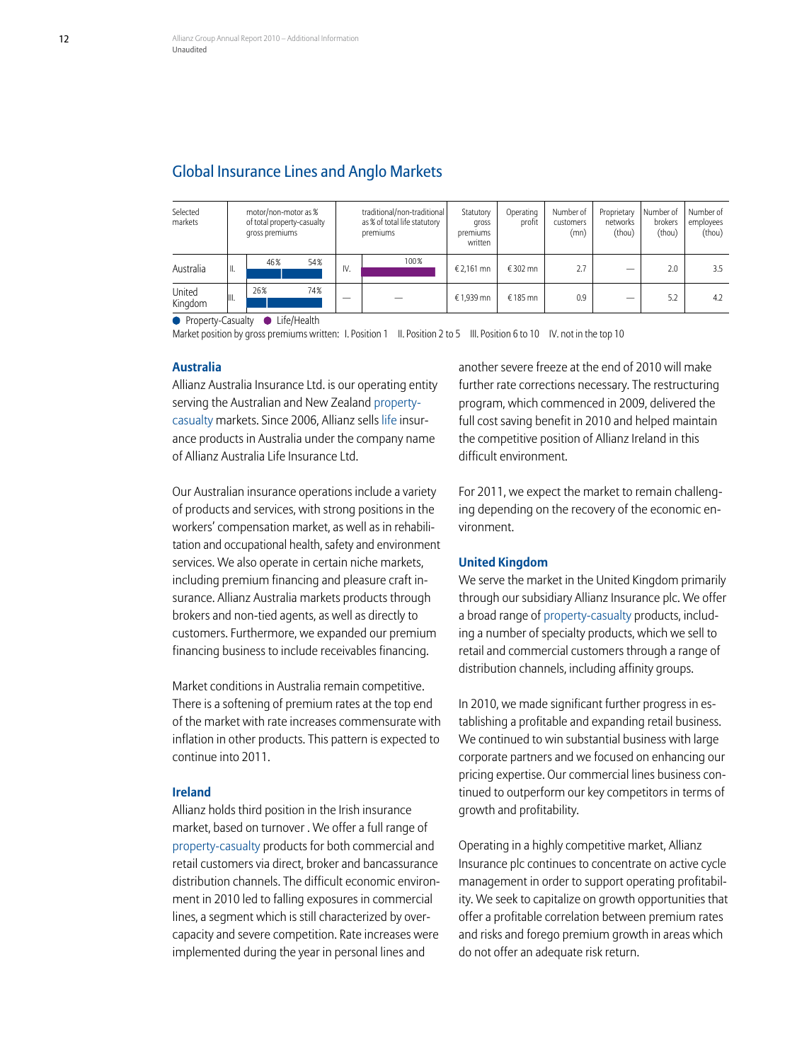## Global Insurance Lines and Anglo Markets

| Selected markets | | motor/non-motor as % of total property-casualty gross premiums | | traditional/non-traditional as % of total life statutory premiums | Statutory gross premiums written | Operating profit | Number of customers (mn) | Proprietary networks (thou) | Number of brokers (thou) | Number of employees (thou) |
|---|---|---|---|---|---|---|---|---|---|---|
| Australia | II. | 46% / 54% | IV. | 100% | € 2,161 mn | € 302 mn | 2.7 | — | 2.0 | 3.5 |
| United Kingdom | III. | 26% / 74% | — | — | € 1,939 mn | € 185 mn | 0.9 | — | 5.2 | 4.2 |

● Property-Casualty ● Life/Health

Market position by gross premiums written: I. Position 1 II. Position 2 to 5 III. Position 6 to 10 IV. not in the top 10

### Australia

Allianz Australia Insurance Ltd. is our operating entity serving the Australian and New Zealand property-casualty markets. Since 2006, Allianz sells life insurance products in Australia under the company name of Allianz Australia Life Insurance Ltd.

Our Australian insurance operations include a variety of products and services, with strong positions in the workers' compensation market, as well as in rehabilitation and occupational health, safety and environment services. We also operate in certain niche markets, including premium financing and pleasure craft insurance. Allianz Australia markets products through brokers and non-tied agents, as well as directly to customers. Furthermore, we expanded our premium financing business to include receivables financing.

Market conditions in Australia remain competitive. There is a softening of premium rates at the top end of the market with rate increases commensurate with inflation in other products. This pattern is expected to continue into 2011.

### Ireland

Allianz holds third position in the Irish insurance market, based on turnover . We offer a full range of property-casualty products for both commercial and retail customers via direct, broker and bancassurance distribution channels. The difficult economic environment in 2010 led to falling exposures in commercial lines, a segment which is still characterized by overcapacity and severe competition. Rate increases were implemented during the year in personal lines and another severe freeze at the end of 2010 will make further rate corrections necessary. The restructuring program, which commenced in 2009, delivered the full cost saving benefit in 2010 and helped maintain the competitive position of Allianz Ireland in this difficult environment.

For 2011, we expect the market to remain challenging depending on the recovery of the economic environment.

### United Kingdom

We serve the market in the United Kingdom primarily through our subsidiary Allianz Insurance plc. We offer a broad range of property-casualty products, including a number of specialty products, which we sell to retail and commercial customers through a range of distribution channels, including affinity groups.

In 2010, we made significant further progress in establishing a profitable and expanding retail business. We continued to win substantial business with large corporate partners and we focused on enhancing our pricing expertise. Our commercial lines business continued to outperform our key competitors in terms of growth and profitability.

Operating in a highly competitive market, Allianz Insurance plc continues to concentrate on active cycle management in order to support operating profitability. We seek to capitalize on growth opportunities that offer a profitable correlation between premium rates and risks and forego premium growth in areas which do not offer an adequate risk return.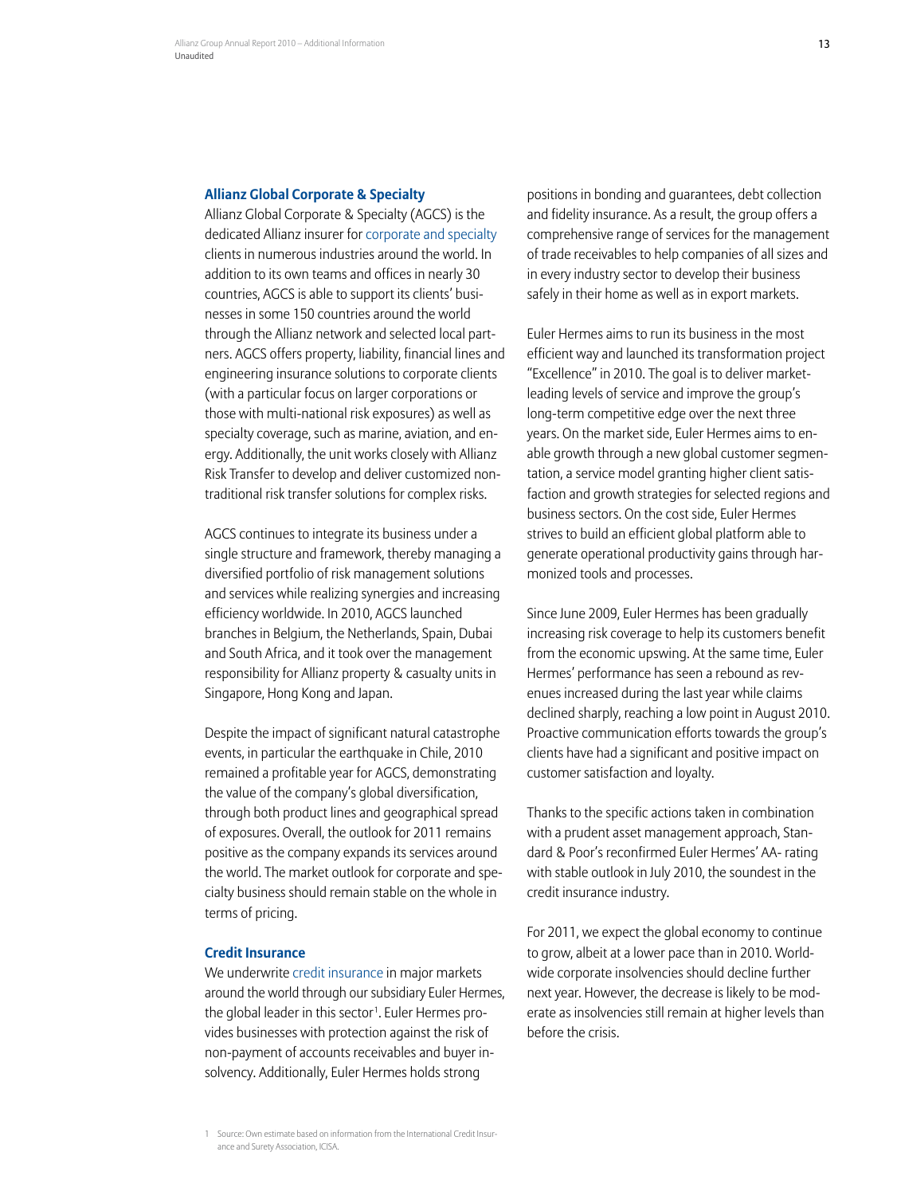### Allianz Global Corporate & Specialty

Allianz Global Corporate & Specialty (AGCS) is the dedicated Allianz insurer for corporate and specialty clients in numerous industries around the world. In addition to its own teams and offices in nearly 30 countries, AGCS is able to support its clients' businesses in some 150 countries around the world through the Allianz network and selected local partners. AGCS offers property, liability, financial lines and engineering insurance solutions to corporate clients (with a particular focus on larger corporations or those with multi-national risk exposures) as well as specialty coverage, such as marine, aviation, and energy. Additionally, the unit works closely with Allianz Risk Transfer to develop and deliver customized non-traditional risk transfer solutions for complex risks.

AGCS continues to integrate its business under a single structure and framework, thereby managing a diversified portfolio of risk management solutions and services while realizing synergies and increasing efficiency worldwide. In 2010, AGCS launched branches in Belgium, the Netherlands, Spain, Dubai and South Africa, and it took over the management responsibility for Allianz property & casualty units in Singapore, Hong Kong and Japan.

Despite the impact of significant natural catastrophe events, in particular the earthquake in Chile, 2010 remained a profitable year for AGCS, demonstrating the value of the company's global diversification, through both product lines and geographical spread of exposures. Overall, the outlook for 2011 remains positive as the company expands its services around the world. The market outlook for corporate and specialty business should remain stable on the whole in terms of pricing.

### Credit Insurance

We underwrite credit insurance in major markets around the world through our subsidiary Euler Hermes, the global leader in this sector[1]. Euler Hermes provides businesses with protection against the risk of non-payment of accounts receivables and buyer insolvency. Additionally, Euler Hermes holds strong positions in bonding and guarantees, debt collection and fidelity insurance. As a result, the group offers a comprehensive range of services for the management of trade receivables to help companies of all sizes and in every industry sector to develop their business safely in their home as well as in export markets.

Euler Hermes aims to run its business in the most efficient way and launched its transformation project "Excellence" in 2010. The goal is to deliver market-leading levels of service and improve the group's long-term competitive edge over the next three years. On the market side, Euler Hermes aims to enable growth through a new global customer segmentation, a service model granting higher client satisfaction and growth strategies for selected regions and business sectors. On the cost side, Euler Hermes strives to build an efficient global platform able to generate operational productivity gains through harmonized tools and processes.

Since June 2009, Euler Hermes has been gradually increasing risk coverage to help its customers benefit from the economic upswing. At the same time, Euler Hermes' performance has seen a rebound as revenues increased during the last year while claims declined sharply, reaching a low point in August 2010. Proactive communication efforts towards the group's clients have had a significant and positive impact on customer satisfaction and loyalty.

Thanks to the specific actions taken in combination with a prudent asset management approach, Standard & Poor's reconfirmed Euler Hermes' AA- rating with stable outlook in July 2010, the soundest in the credit insurance industry.

For 2011, we expect the global economy to continue to grow, albeit at a lower pace than in 2010. Worldwide corporate insolvencies should decline further next year. However, the decrease is likely to be moderate as insolvencies still remain at higher levels than before the crisis.

1 Source: Own estimate based on information from the International Credit Insurance and Surety Association, ICISA.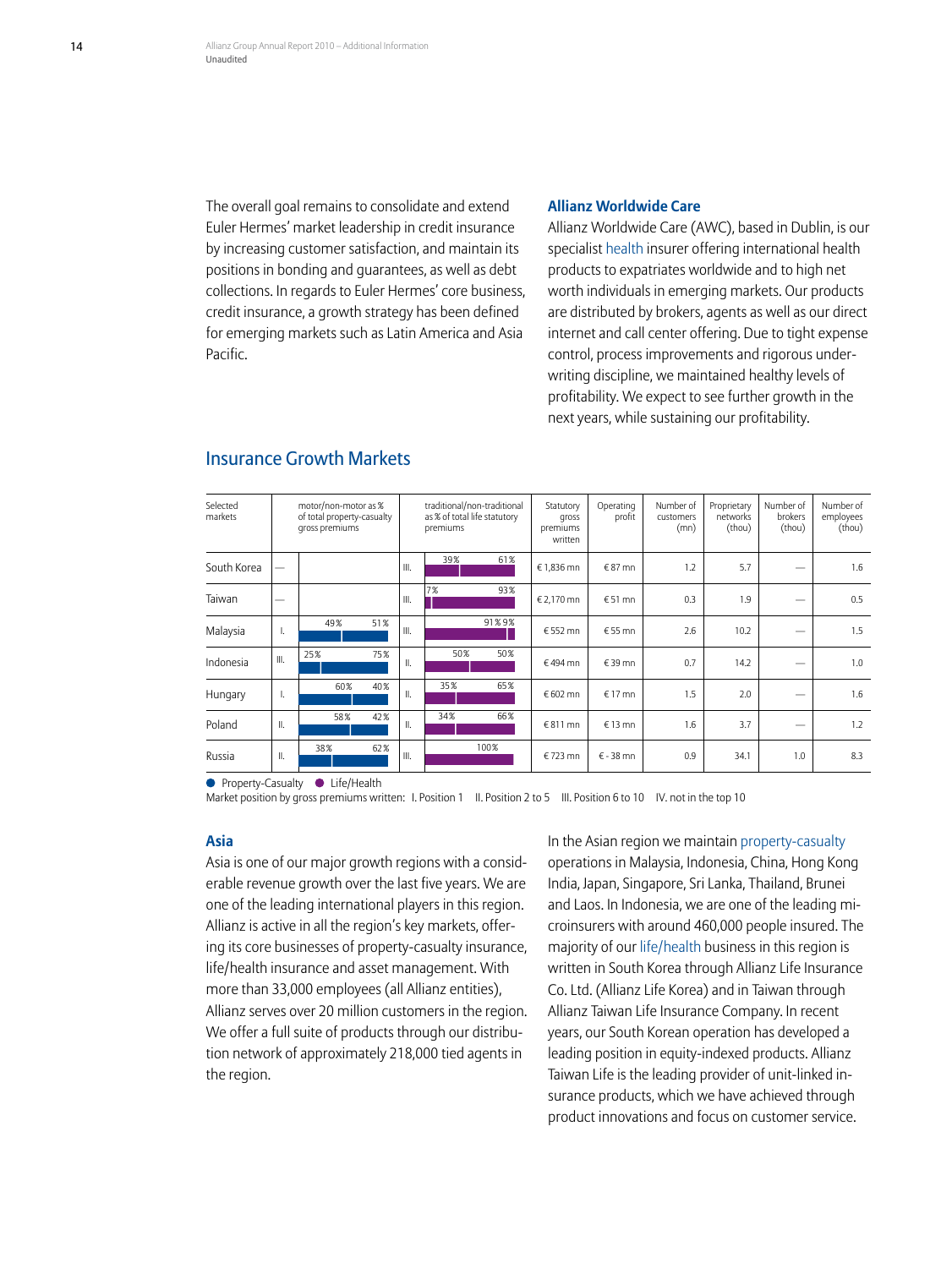The overall goal remains to consolidate and extend Euler Hermes' market leadership in credit insurance by increasing customer satisfaction, and maintain its positions in bonding and guarantees, as well as debt collections. In regards to Euler Hermes' core business, credit insurance, a growth strategy has been defined for emerging markets such as Latin America and Asia Pacific.

### Allianz Worldwide Care

Allianz Worldwide Care (AWC), based in Dublin, is our specialist health insurer offering international health products to expatriates worldwide and to high net worth individuals in emerging markets. Our products are distributed by brokers, agents as well as our direct internet and call center offering. Due to tight expense control, process improvements and rigorous underwriting discipline, we maintained healthy levels of profitability. We expect to see further growth in the next years, while sustaining our profitability.

## Insurance Growth Markets

| Selected markets | motor/non-motor as % of total property-casualty gross premiums | | traditional/non-traditional as % of total life statutory premiums | | Statutory gross premiums written | Operating profit | Number of customers (mn) | Proprietary networks (thou) | Number of brokers (thou) | Number of employees (thou) |
|---|---|---|---|---|---|---|---|---|---|---|
| South Korea | — | | III. | 39% / 61% | € 1,836 mn | € 87 mn | 1.2 | 5.7 | — | 1.6 |
| Taiwan | — | | III. | 7% / 93% | € 2,170 mn | € 51 mn | 0.3 | 1.9 | — | 0.5 |
| Malaysia | I. | 49% / 51% | III. | 91% / 9% | € 552 mn | € 55 mn | 2.6 | 10.2 | — | 1.5 |
| Indonesia | III. | 25% / 75% | II. | 50% / 50% | € 494 mn | € 39 mn | 0.7 | 14.2 | — | 1.0 |
| Hungary | I. | 60% / 40% | II. | 35% / 65% | € 602 mn | € 17 mn | 1.5 | 2.0 | — | 1.6 |
| Poland | II. | 58% / 42% | II. | 34% / 66% | € 811 mn | € 13 mn | 1.6 | 3.7 | — | 1.2 |
| Russia | II. | 38% / 62% | III. | 100% | € 723 mn | € - 38 mn | 0.9 | 34.1 | 1.0 | 8.3 |

● Property-Casualty ● Life/Health

Market position by gross premiums written: I. Position 1 II. Position 2 to 5 III. Position 6 to 10 IV. not in the top 10

### Asia

Asia is one of our major growth regions with a considerable revenue growth over the last five years. We are one of the leading international players in this region. Allianz is active in all the region's key markets, offering its core businesses of property-casualty insurance, life/health insurance and asset management. With more than 33,000 employees (all Allianz entities), Allianz serves over 20 million customers in the region. We offer a full suite of products through our distribution network of approximately 218,000 tied agents in the region.

In the Asian region we maintain property-casualty operations in Malaysia, Indonesia, China, Hong Kong India, Japan, Singapore, Sri Lanka, Thailand, Brunei and Laos. In Indonesia, we are one of the leading microinsurers with around 460,000 people insured. The majority of our life/health business in this region is written in South Korea through Allianz Life Insurance Co. Ltd. (Allianz Life Korea) and in Taiwan through Allianz Taiwan Life Insurance Company. In recent years, our South Korean operation has developed a leading position in equity-indexed products. Allianz Taiwan Life is the leading provider of unit-linked insurance products, which we have achieved through product innovations and focus on customer service.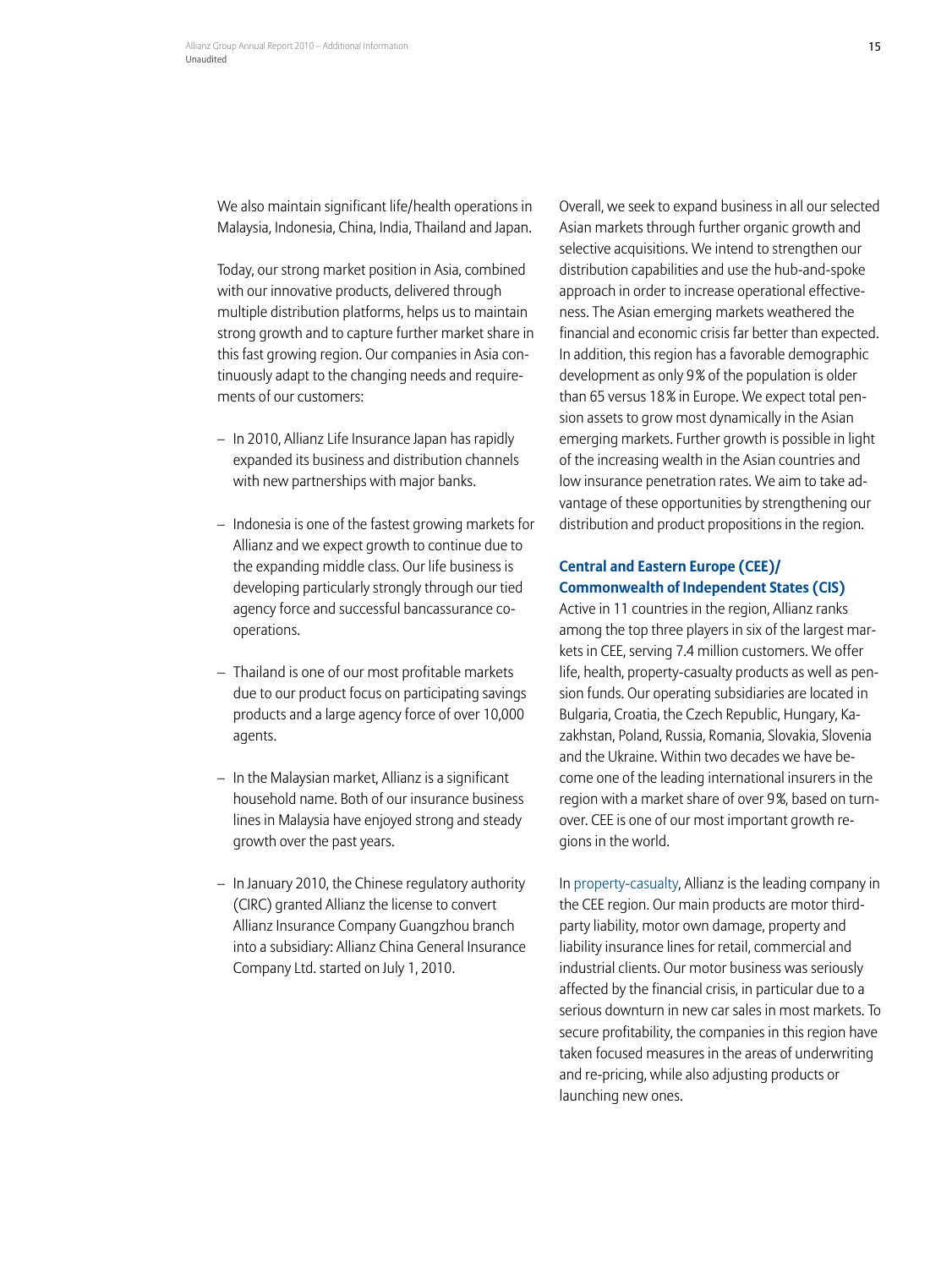We also maintain significant life/health operations in Malaysia, Indonesia, China, India, Thailand and Japan.

Today, our strong market position in Asia, combined with our innovative products, delivered through multiple distribution platforms, helps us to maintain strong growth and to capture further market share in this fast growing region. Our companies in Asia continuously adapt to the changing needs and requirements of our customers:

- In 2010, Allianz Life Insurance Japan has rapidly expanded its business and distribution channels with new partnerships with major banks.
- Indonesia is one of the fastest growing markets for Allianz and we expect growth to continue due to the expanding middle class. Our life business is developing particularly strongly through our tied agency force and successful bancassurance co-operations.
- Thailand is one of our most profitable markets due to our product focus on participating savings products and a large agency force of over 10,000 agents.
- In the Malaysian market, Allianz is a significant household name. Both of our insurance business lines in Malaysia have enjoyed strong and steady growth over the past years.
- In January 2010, the Chinese regulatory authority (CIRC) granted Allianz the license to convert Allianz Insurance Company Guangzhou branch into a subsidiary: Allianz China General Insurance Company Ltd. started on July 1, 2010.

Overall, we seek to expand business in all our selected Asian markets through further organic growth and selective acquisitions. We intend to strengthen our distribution capabilities and use the hub-and-spoke approach in order to increase operational effectiveness. The Asian emerging markets weathered the financial and economic crisis far better than expected. In addition, this region has a favorable demographic development as only 9% of the population is older than 65 versus 18% in Europe. We expect total pension assets to grow most dynamically in the Asian emerging markets. Further growth is possible in light of the increasing wealth in the Asian countries and low insurance penetration rates. We aim to take advantage of these opportunities by strengthening our distribution and product propositions in the region.

### Central and Eastern Europe (CEE)/ Commonwealth of Independent States (CIS)

Active in 11 countries in the region, Allianz ranks among the top three players in six of the largest markets in CEE, serving 7.4 million customers. We offer life, health, property-casualty products as well as pension funds. Our operating subsidiaries are located in Bulgaria, Croatia, the Czech Republic, Hungary, Kazakhstan, Poland, Russia, Romania, Slovakia, Slovenia and the Ukraine. Within two decades we have become one of the leading international insurers in the region with a market share of over 9%, based on turnover. CEE is one of our most important growth regions in the world.

In property-casualty, Allianz is the leading company in the CEE region. Our main products are motor third-party liability, motor own damage, property and liability insurance lines for retail, commercial and industrial clients. Our motor business was seriously affected by the financial crisis, in particular due to a serious downturn in new car sales in most markets. To secure profitability, the companies in this region have taken focused measures in the areas of underwriting and re-pricing, while also adjusting products or launching new ones.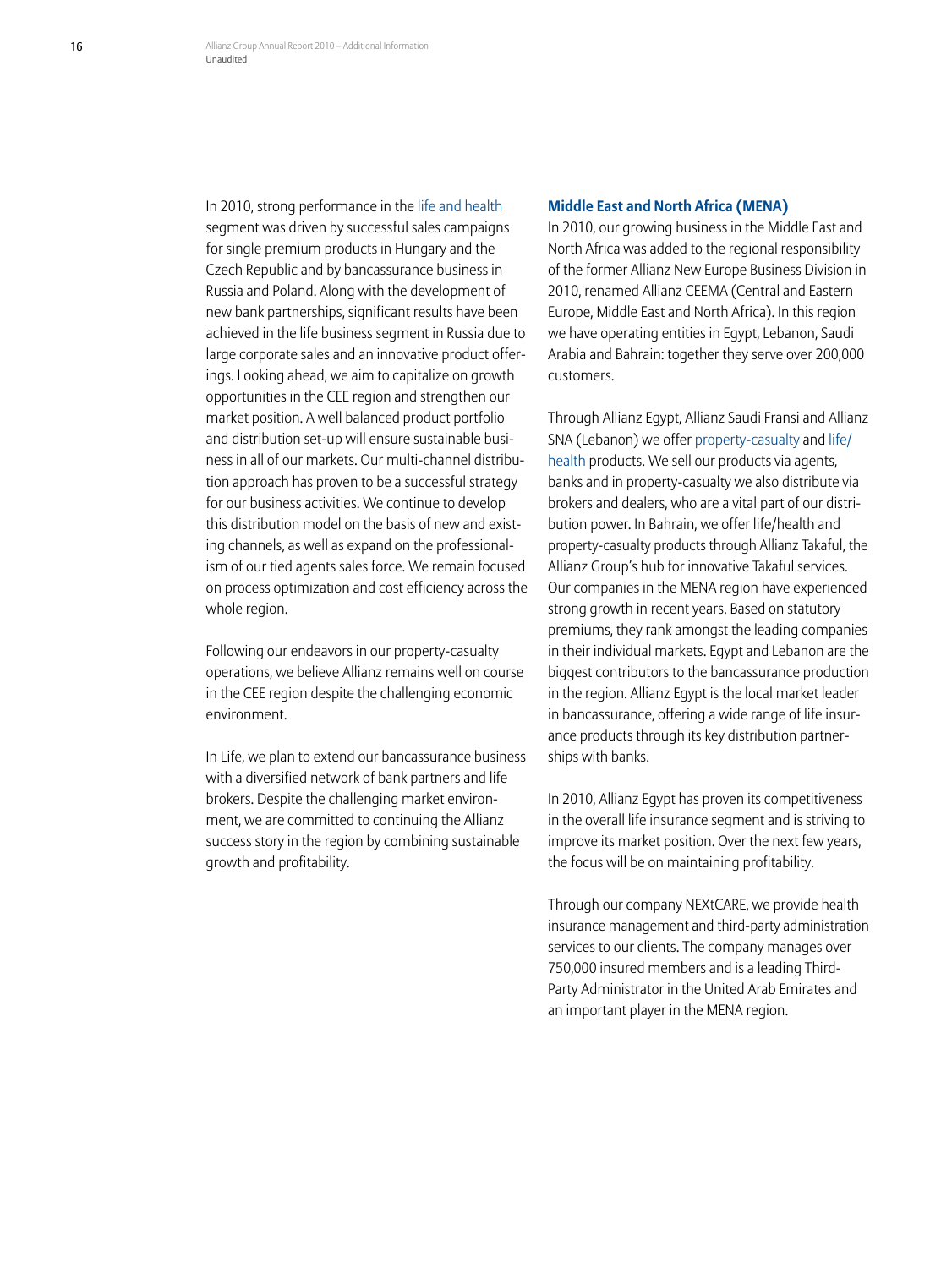In 2010, strong performance in the life and health segment was driven by successful sales campaigns for single premium products in Hungary and the Czech Republic and by bancassurance business in Russia and Poland. Along with the development of new bank partnerships, significant results have been achieved in the life business segment in Russia due to large corporate sales and an innovative product offerings. Looking ahead, we aim to capitalize on growth opportunities in the CEE region and strengthen our market position. A well balanced product portfolio and distribution set-up will ensure sustainable business in all of our markets. Our multi-channel distribution approach has proven to be a successful strategy for our business activities. We continue to develop this distribution model on the basis of new and existing channels, as well as expand on the professionalism of our tied agents sales force. We remain focused on process optimization and cost efficiency across the whole region.

Following our endeavors in our property-casualty operations, we believe Allianz remains well on course in the CEE region despite the challenging economic environment.

In Life, we plan to extend our bancassurance business with a diversified network of bank partners and life brokers. Despite the challenging market environment, we are committed to continuing the Allianz success story in the region by combining sustainable growth and profitability.

### Middle East and North Africa (MENA)

In 2010, our growing business in the Middle East and North Africa was added to the regional responsibility of the former Allianz New Europe Business Division in 2010, renamed Allianz CEEMA (Central and Eastern Europe, Middle East and North Africa). In this region we have operating entities in Egypt, Lebanon, Saudi Arabia and Bahrain: together they serve over 200,000 customers.

Through Allianz Egypt, Allianz Saudi Fransi and Allianz SNA (Lebanon) we offer property-casualty and life/health products. We sell our products via agents, banks and in property-casualty we also distribute via brokers and dealers, who are a vital part of our distribution power. In Bahrain, we offer life/health and property-casualty products through Allianz Takaful, the Allianz Group's hub for innovative Takaful services. Our companies in the MENA region have experienced strong growth in recent years. Based on statutory premiums, they rank amongst the leading companies in their individual markets. Egypt and Lebanon are the biggest contributors to the bancassurance production in the region. Allianz Egypt is the local market leader in bancassurance, offering a wide range of life insurance products through its key distribution partnerships with banks.

In 2010, Allianz Egypt has proven its competitiveness in the overall life insurance segment and is striving to improve its market position. Over the next few years, the focus will be on maintaining profitability.

Through our company NEXtCARE, we provide health insurance management and third-party administration services to our clients. The company manages over 750,000 insured members and is a leading Third-Party Administrator in the United Arab Emirates and an important player in the MENA region.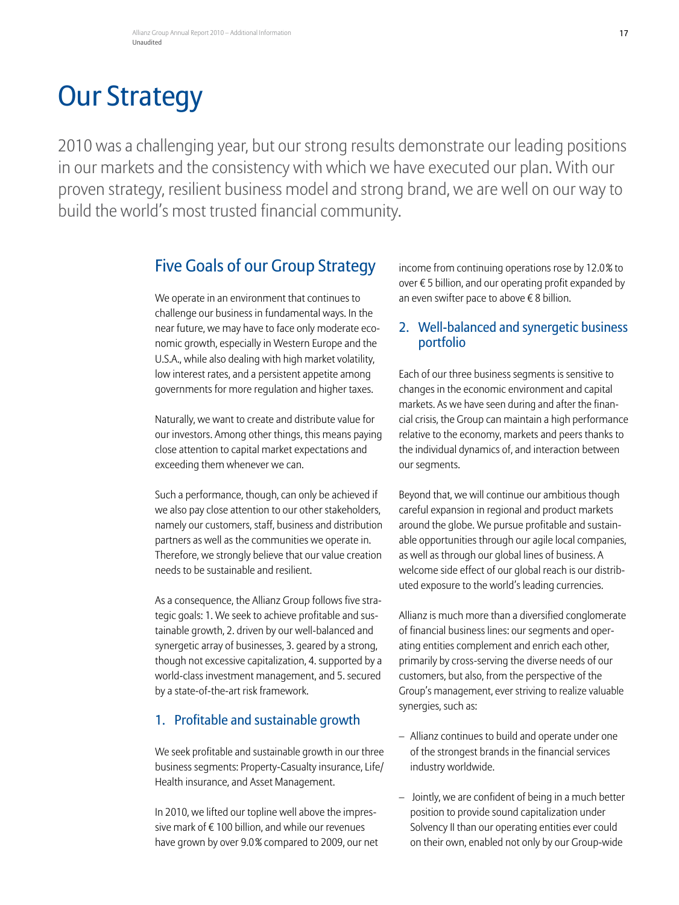# Our Strategy

2010 was a challenging year, but our strong results demonstrate our leading positions in our markets and the consistency with which we have executed our plan. With our proven strategy, resilient business model and strong brand, we are well on our way to build the world's most trusted financial community.

## Five Goals of our Group Strategy

We operate in an environment that continues to challenge our business in fundamental ways. In the near future, we may have to face only moderate economic growth, especially in Western Europe and the U.S.A., while also dealing with high market volatility, low interest rates, and a persistent appetite among governments for more regulation and higher taxes.

Naturally, we want to create and distribute value for our investors. Among other things, this means paying close attention to capital market expectations and exceeding them whenever we can.

Such a performance, though, can only be achieved if we also pay close attention to our other stakeholders, namely our customers, staff, business and distribution partners as well as the communities we operate in. Therefore, we strongly believe that our value creation needs to be sustainable and resilient.

As a consequence, the Allianz Group follows five strategic goals: 1. We seek to achieve profitable and sustainable growth, 2. driven by our well-balanced and synergetic array of businesses, 3. geared by a strong, though not excessive capitalization, 4. supported by a world-class investment management, and 5. secured by a state-of-the-art risk framework.

### 1. Profitable and sustainable growth

We seek profitable and sustainable growth in our three business segments: Property-Casualty insurance, Life/Health insurance, and Asset Management.

In 2010, we lifted our topline well above the impressive mark of € 100 billion, and while our revenues have grown by over 9.0% compared to 2009, our net income from continuing operations rose by 12.0% to over € 5 billion, and our operating profit expanded by an even swifter pace to above € 8 billion.

### 2. Well-balanced and synergetic business portfolio

Each of our three business segments is sensitive to changes in the economic environment and capital markets. As we have seen during and after the financial crisis, the Group can maintain a high performance relative to the economy, markets and peers thanks to the individual dynamics of, and interaction between our segments.

Beyond that, we will continue our ambitious though careful expansion in regional and product markets around the globe. We pursue profitable and sustainable opportunities through our agile local companies, as well as through our global lines of business. A welcome side effect of our global reach is our distributed exposure to the world's leading currencies.

Allianz is much more than a diversified conglomerate of financial business lines: our segments and operating entities complement and enrich each other, primarily by cross-serving the diverse needs of our customers, but also, from the perspective of the Group's management, ever striving to realize valuable synergies, such as:

- Allianz continues to build and operate under one of the strongest brands in the financial services industry worldwide.
- Jointly, we are confident of being in a much better position to provide sound capitalization under Solvency II than our operating entities ever could on their own, enabled not only by our Group-wide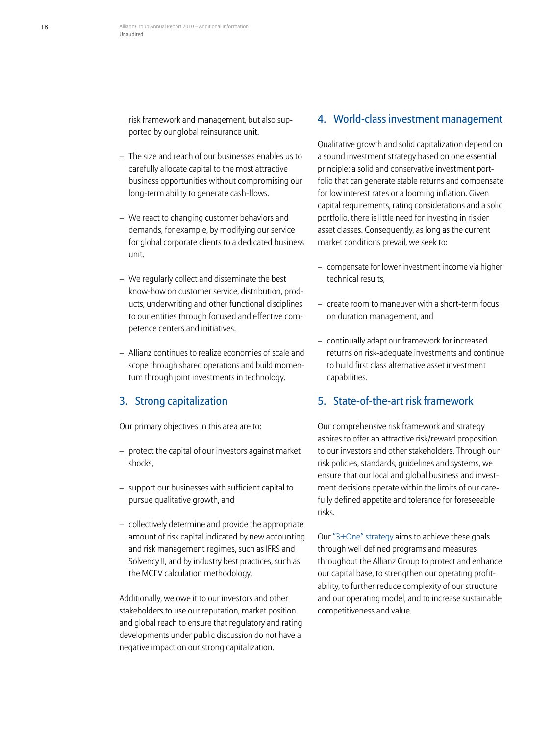risk framework and management, but also supported by our global reinsurance unit.

- The size and reach of our businesses enables us to carefully allocate capital to the most attractive business opportunities without compromising our long-term ability to generate cash-flows.
- We react to changing customer behaviors and demands, for example, by modifying our service for global corporate clients to a dedicated business unit.
- We regularly collect and disseminate the best know-how on customer service, distribution, products, underwriting and other functional disciplines to our entities through focused and effective competence centers and initiatives.
- Allianz continues to realize economies of scale and scope through shared operations and build momentum through joint investments in technology.

## 3. Strong capitalization

Our primary objectives in this area are to:

- protect the capital of our investors against market shocks,
- support our businesses with sufficient capital to pursue qualitative growth, and
- collectively determine and provide the appropriate amount of risk capital indicated by new accounting and risk management regimes, such as IFRS and Solvency II, and by industry best practices, such as the MCEV calculation methodology.

Additionally, we owe it to our investors and other stakeholders to use our reputation, market position and global reach to ensure that regulatory and rating developments under public discussion do not have a negative impact on our strong capitalization.

## 4. World-class investment management

Qualitative growth and solid capitalization depend on a sound investment strategy based on one essential principle: a solid and conservative investment portfolio that can generate stable returns and compensate for low interest rates or a looming inflation. Given capital requirements, rating considerations and a solid portfolio, there is little need for investing in riskier asset classes. Consequently, as long as the current market conditions prevail, we seek to:

- compensate for lower investment income via higher technical results,
- create room to maneuver with a short-term focus on duration management, and
- continually adapt our framework for increased returns on risk-adequate investments and continue to build first class alternative asset investment capabilities.

## 5. State-of-the-art risk framework

Our comprehensive risk framework and strategy aspires to offer an attractive risk/reward proposition to our investors and other stakeholders. Through our risk policies, standards, guidelines and systems, we ensure that our local and global business and investment decisions operate within the limits of our carefully defined appetite and tolerance for foreseeable risks.

Our "3+One" strategy aims to achieve these goals through well defined programs and measures throughout the Allianz Group to protect and enhance our capital base, to strengthen our operating profitability, to further reduce complexity of our structure and our operating model, and to increase sustainable competitiveness and value.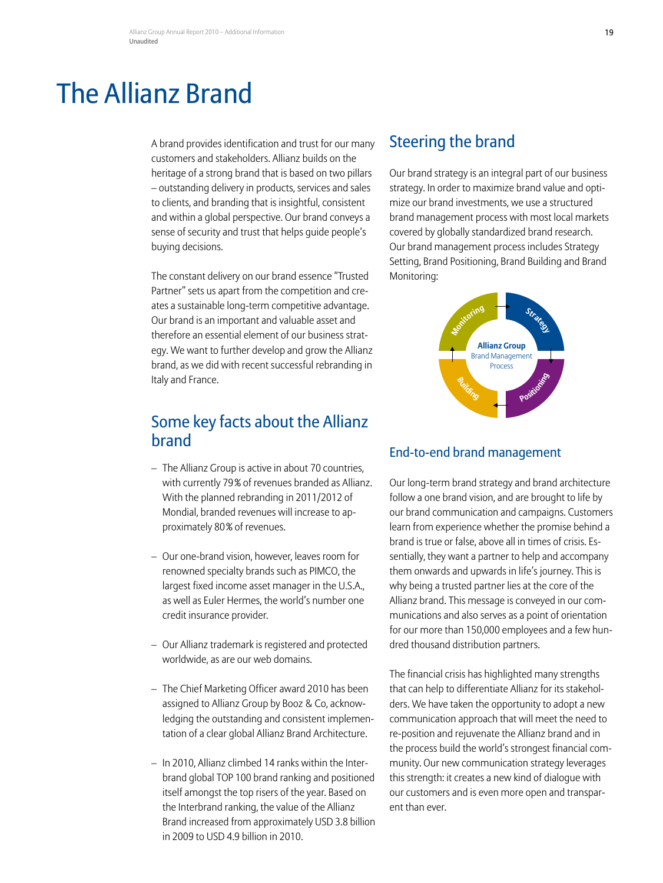# The Allianz Brand

A brand provides identification and trust for our many customers and stakeholders. Allianz builds on the heritage of a strong brand that is based on two pillars – outstanding delivery in products, services and sales to clients, and branding that is insightful, consistent and within a global perspective. Our brand conveys a sense of security and trust that helps guide people's buying decisions.

The constant delivery on our brand essence "Trusted Partner" sets us apart from the competition and creates a sustainable long-term competitive advantage. Our brand is an important and valuable asset and therefore an essential element of our business strategy. We want to further develop and grow the Allianz brand, as we did with recent successful rebranding in Italy and France.

## Some key facts about the Allianz brand

- The Allianz Group is active in about 70 countries, with currently 79% of revenues branded as Allianz. With the planned rebranding in 2011/2012 of Mondial, branded revenues will increase to approximately 80% of revenues.
- Our one-brand vision, however, leaves room for renowned specialty brands such as PIMCO, the largest fixed income asset manager in the U.S.A., as well as Euler Hermes, the world's number one credit insurance provider.
- Our Allianz trademark is registered and protected worldwide, as are our web domains.
- The Chief Marketing Officer award 2010 has been assigned to Allianz Group by Booz & Co, acknowledging the outstanding and consistent implementation of a clear global Allianz Brand Architecture.
- In 2010, Allianz climbed 14 ranks within the Interbrand global TOP 100 brand ranking and positioned itself amongst the top risers of the year. Based on the Interbrand ranking, the value of the Allianz Brand increased from approximately USD 3.8 billion in 2009 to USD 4.9 billion in 2010.

## Steering the brand

Our brand strategy is an integral part of our business strategy. In order to maximize brand value and optimize our brand investments, we use a structured brand management process with most local markets covered by globally standardized brand research. Our brand management process includes Strategy Setting, Brand Positioning, Brand Building and Brand Monitoring:

**Allianz Group** Brand Management Process: Strategy → Positioning → Building → Monitoring

### End-to-end brand management

Our long-term brand strategy and brand architecture follow a one brand vision, and are brought to life by our brand communication and campaigns. Customers learn from experience whether the promise behind a brand is true or false, above all in times of crisis. Essentially, they want a partner to help and accompany them onwards and upwards in life's journey. This is why being a trusted partner lies at the core of the Allianz brand. This message is conveyed in our communications and also serves as a point of orientation for our more than 150,000 employees and a few hundred thousand distribution partners.

The financial crisis has highlighted many strengths that can help to differentiate Allianz for its stakeholders. We have taken the opportunity to adopt a new communication approach that will meet the need to re-position and rejuvenate the Allianz brand and in the process build the world's strongest financial community. Our new communication strategy leverages this strength: it creates a new kind of dialogue with our customers and is even more open and transparent than ever.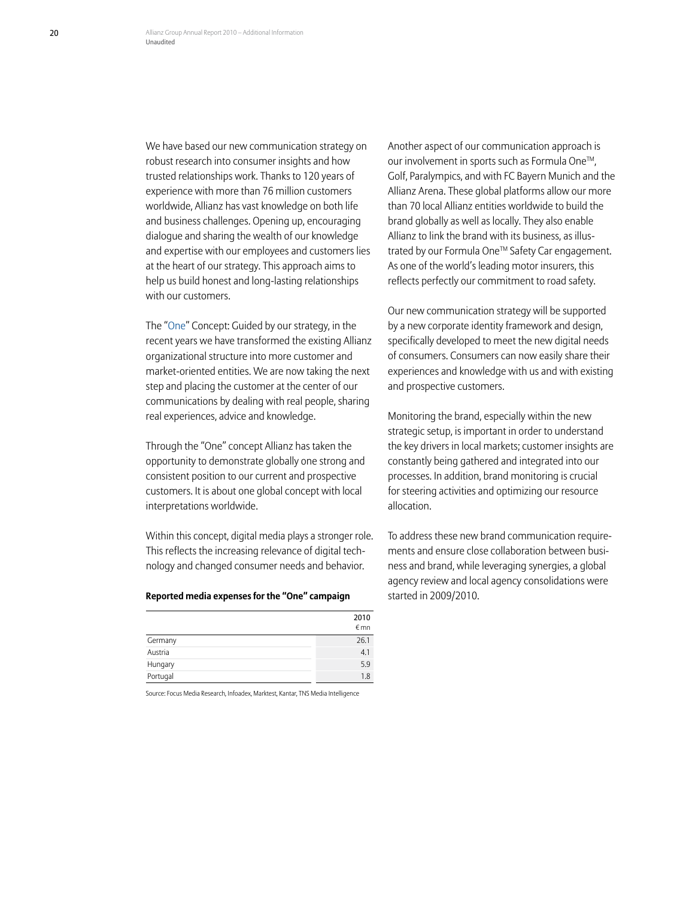We have based our new communication strategy on robust research into consumer insights and how trusted relationships work. Thanks to 120 years of experience with more than 76 million customers worldwide, Allianz has vast knowledge on both life and business challenges. Opening up, encouraging dialogue and sharing the wealth of our knowledge and expertise with our employees and customers lies at the heart of our strategy. This approach aims to help us build honest and long-lasting relationships with our customers.

The "One" Concept: Guided by our strategy, in the recent years we have transformed the existing Allianz organizational structure into more customer and market-oriented entities. We are now taking the next step and placing the customer at the center of our communications by dealing with real people, sharing real experiences, advice and knowledge.

Through the "One" concept Allianz has taken the opportunity to demonstrate globally one strong and consistent position to our current and prospective customers. It is about one global concept with local interpretations worldwide.

Within this concept, digital media plays a stronger role. This reflects the increasing relevance of digital technology and changed consumer needs and behavior.

**Reported media expenses for the "One" campaign**

| | 2010 € mn |
|---|---|
| Germany | 26.1 |
| Austria | 4.1 |
| Hungary | 5.9 |
| Portugal | 1.8 |

Source: Focus Media Research, Infoadex, Marktest, Kantar, TNS Media Intelligence

Another aspect of our communication approach is our involvement in sports such as Formula One™, Golf, Paralympics, and with FC Bayern Munich and the Allianz Arena. These global platforms allow our more than 70 local Allianz entities worldwide to build the brand globally as well as locally. They also enable Allianz to link the brand with its business, as illustrated by our Formula One™ Safety Car engagement. As one of the world's leading motor insurers, this reflects perfectly our commitment to road safety.

Our new communication strategy will be supported by a new corporate identity framework and design, specifically developed to meet the new digital needs of consumers. Consumers can now easily share their experiences and knowledge with us and with existing and prospective customers.

Monitoring the brand, especially within the new strategic setup, is important in order to understand the key drivers in local markets; customer insights are constantly being gathered and integrated into our processes. In addition, brand monitoring is crucial for steering activities and optimizing our resource allocation.

To address these new brand communication requirements and ensure close collaboration between business and brand, while leveraging synergies, a global agency review and local agency consolidations were started in 2009/2010.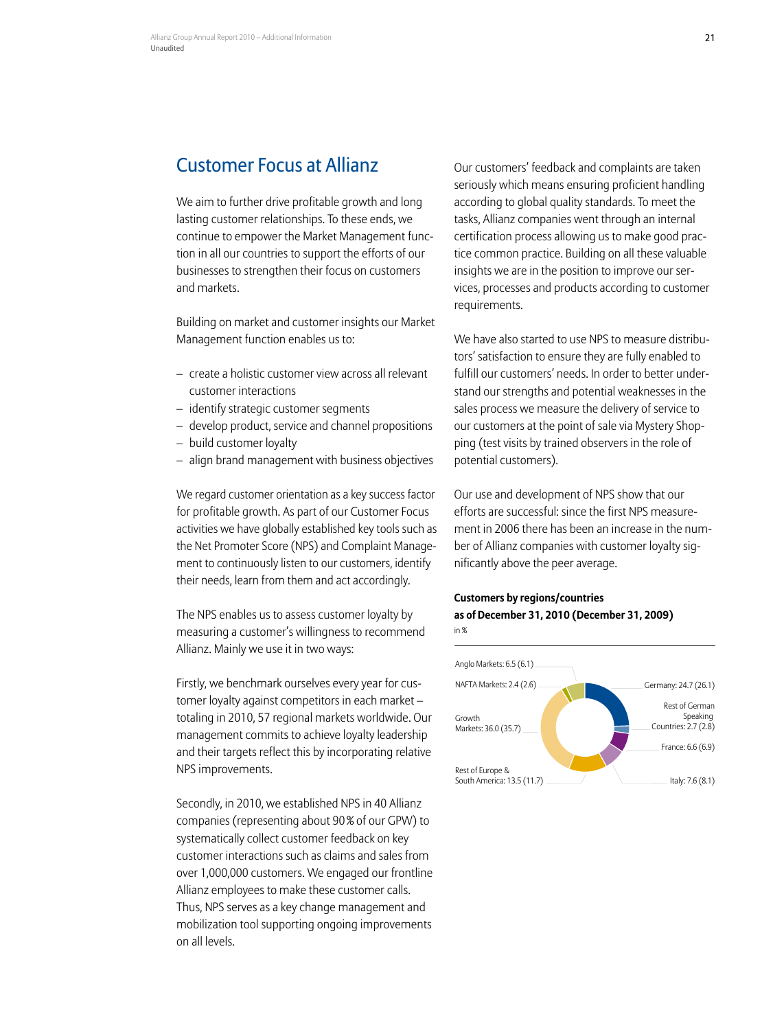## Customer Focus at Allianz

We aim to further drive profitable growth and long lasting customer relationships. To these ends, we continue to empower the Market Management function in all our countries to support the efforts of our businesses to strengthen their focus on customers and markets.

Building on market and customer insights our Market Management function enables us to:

- create a holistic customer view across all relevant customer interactions
- identify strategic customer segments
- develop product, service and channel propositions
- build customer loyalty
- align brand management with business objectives

We regard customer orientation as a key success factor for profitable growth. As part of our Customer Focus activities we have globally established key tools such as the Net Promoter Score (NPS) and Complaint Management to continuously listen to our customers, identify their needs, learn from them and act accordingly.

The NPS enables us to assess customer loyalty by measuring a customer's willingness to recommend Allianz. Mainly we use it in two ways:

Firstly, we benchmark ourselves every year for customer loyalty against competitors in each market – totaling in 2010, 57 regional markets worldwide. Our management commits to achieve loyalty leadership and their targets reflect this by incorporating relative NPS improvements.

Secondly, in 2010, we established NPS in 40 Allianz companies (representing about 90% of our GPW) to systematically collect customer feedback on key customer interactions such as claims and sales from over 1,000,000 customers. We engaged our frontline Allianz employees to make these customer calls. Thus, NPS serves as a key change management and mobilization tool supporting ongoing improvements on all levels.

Our customers' feedback and complaints are taken seriously which means ensuring proficient handling according to global quality standards. To meet the tasks, Allianz companies went through an internal certification process allowing us to make good practice common practice. Building on all these valuable insights we are in the position to improve our services, processes and products according to customer requirements.

We have also started to use NPS to measure distributors' satisfaction to ensure they are fully enabled to fulfill our customers' needs. In order to better understand our strengths and potential weaknesses in the sales process we measure the delivery of service to our customers at the point of sale via Mystery Shopping (test visits by trained observers in the role of potential customers).

Our use and development of NPS show that our efforts are successful: since the first NPS measurement in 2006 there has been an increase in the number of Allianz companies with customer loyalty significantly above the peer average.

**Customers by regions/countries as of December 31, 2010 (December 31, 2009)**
in %

| Region/Country | 2010 | 2009 |
|---|---|---|
| Germany | 24.7 | 26.1 |
| Rest of German Speaking Countries | 2.7 | 2.8 |
| France | 6.6 | 6.9 |
| Italy | 7.6 | 8.1 |
| Rest of Europe & South America | 13.5 | 11.7 |
| Growth Markets | 36.0 | 35.7 |
| NAFTA Markets | 2.4 | 2.6 |
| Anglo Markets | 6.5 | 6.1 |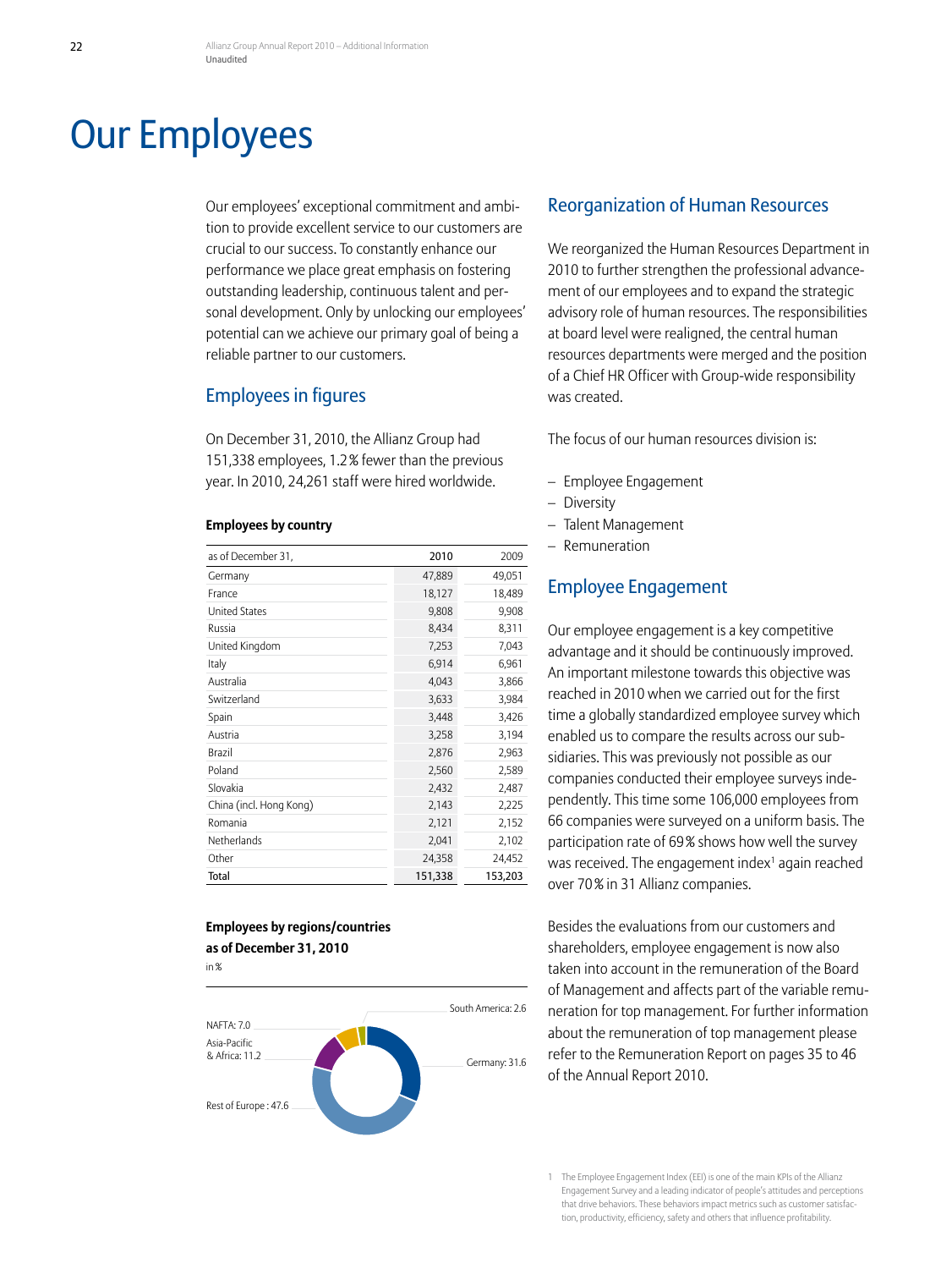# Our Employees

Our employees' exceptional commitment and ambition to provide excellent service to our customers are crucial to our success. To constantly enhance our performance we place great emphasis on fostering outstanding leadership, continuous talent and personal development. Only by unlocking our employees' potential can we achieve our primary goal of being a reliable partner to our customers.

## Employees in figures

On December 31, 2010, the Allianz Group had 151,338 employees, 1.2% fewer than the previous year. In 2010, 24,261 staff were hired worldwide.

**Employees by country**

| as of December 31, | 2010 | 2009 |
|---|---|---|
| Germany | 47,889 | 49,051 |
| France | 18,127 | 18,489 |
| United States | 9,808 | 9,908 |
| Russia | 8,434 | 8,311 |
| United Kingdom | 7,253 | 7,043 |
| Italy | 6,914 | 6,961 |
| Australia | 4,043 | 3,866 |
| Switzerland | 3,633 | 3,984 |
| Spain | 3,448 | 3,426 |
| Austria | 3,258 | 3,194 |
| Brazil | 2,876 | 2,963 |
| Poland | 2,560 | 2,589 |
| Slovakia | 2,432 | 2,487 |
| China (incl. Hong Kong) | 2,143 | 2,225 |
| Romania | 2,121 | 2,152 |
| Netherlands | 2,041 | 2,102 |
| Other | 24,358 | 24,452 |
| **Total** | **151,338** | **153,203** |

**Employees by regions/countries as of December 31, 2010**

in %

South America: 2.6
NAFTA: 7.0
Asia-Pacific & Africa: 11.2
Germany: 31.6
Rest of Europe: 47.6

## Reorganization of Human Resources

We reorganized the Human Resources Department in 2010 to further strengthen the professional advancement of our employees and to expand the strategic advisory role of human resources. The responsibilities at board level were realigned, the central human resources departments were merged and the position of a Chief HR Officer with Group-wide responsibility was created.

The focus of our human resources division is:

- Employee Engagement
- Diversity
- Talent Management
- Remuneration

## Employee Engagement

Our employee engagement is a key competitive advantage and it should be continuously improved. An important milestone towards this objective was reached in 2010 when we carried out for the first time a globally standardized employee survey which enabled us to compare the results across our subsidiaries. This was previously not possible as our companies conducted their employee surveys independently. This time some 106,000 employees from 66 companies were surveyed on a uniform basis. The participation rate of 69% shows how well the survey was received. The engagement index[1] again reached over 70% in 31 Allianz companies.

Besides the evaluations from our customers and shareholders, employee engagement is now also taken into account in the remuneration of the Board of Management and affects part of the variable remuneration for top management. For further information about the remuneration of top management please refer to the Remuneration Report on pages 35 to 46 of the Annual Report 2010.

1 The Employee Engagement Index (EEI) is one of the main KPIs of the Allianz Engagement Survey and a leading indicator of people's attitudes and perceptions that drive behaviors. These behaviors impact metrics such as customer satisfaction, productivity, efficiency, safety and others that influence profitability.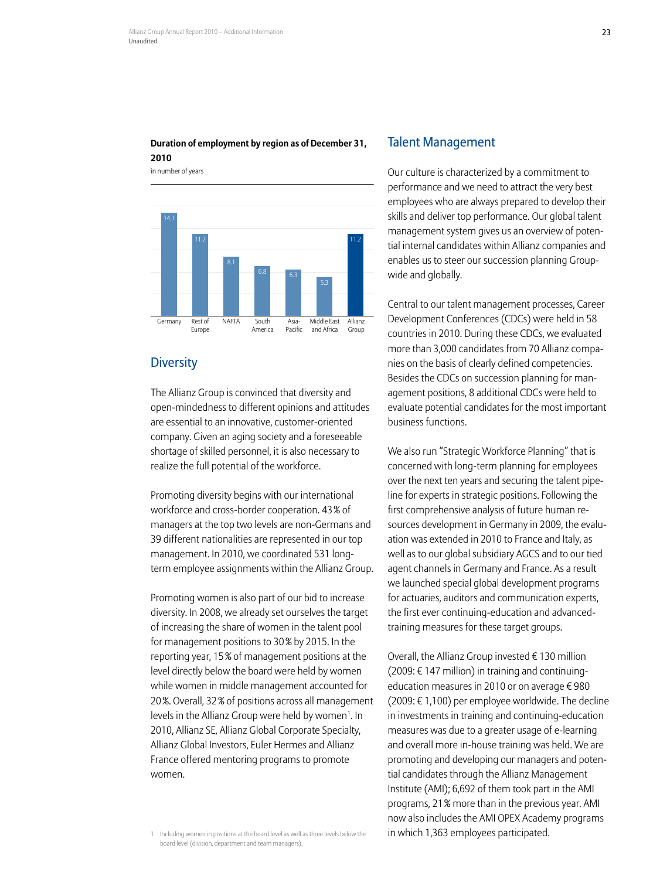**Duration of employment by region as of December 31, 2010**

in number of years

| Germany | Rest of Europe | NAFTA | South America | Asia-Pacific | Middle East and Africa | Allianz Group |
|---|---|---|---|---|---|---|
| 14.1 | 11.2 | 8.1 | 6.8 | 6.3 | 5.3 | 11.2 |

## Diversity

The Allianz Group is convinced that diversity and open-mindedness to different opinions and attitudes are essential to an innovative, customer-oriented company. Given an aging society and a foreseeable shortage of skilled personnel, it is also necessary to realize the full potential of the workforce.

Promoting diversity begins with our international workforce and cross-border cooperation. 43% of managers at the top two levels are non-Germans and 39 different nationalities are represented in our top management. In 2010, we coordinated 531 long-term employee assignments within the Allianz Group.

Promoting women is also part of our bid to increase diversity. In 2008, we already set ourselves the target of increasing the share of women in the talent pool for management positions to 30% by 2015. In the reporting year, 15% of management positions at the level directly below the board were held by women while women in middle management accounted for 20%. Overall, 32% of positions across all management levels in the Allianz Group were held by women[1]. In 2010, Allianz SE, Allianz Global Corporate Specialty, Allianz Global Investors, Euler Hermes and Allianz France offered mentoring programs to promote women.

## Talent Management

Our culture is characterized by a commitment to performance and we need to attract the very best employees who are always prepared to develop their skills and deliver top performance. Our global talent management system gives us an overview of potential internal candidates within Allianz companies and enables us to steer our succession planning Group-wide and globally.

Central to our talent management processes, Career Development Conferences (CDCs) were held in 58 countries in 2010. During these CDCs, we evaluated more than 3,000 candidates from 70 Allianz companies on the basis of clearly defined competencies. Besides the CDCs on succession planning for management positions, 8 additional CDCs were held to evaluate potential candidates for the most important business functions.

We also run "Strategic Workforce Planning" that is concerned with long-term planning for employees over the next ten years and securing the talent pipeline for experts in strategic positions. Following the first comprehensive analysis of future human resources development in Germany in 2009, the evaluation was extended in 2010 to France and Italy, as well as to our global subsidiary AGCS and to our tied agent channels in Germany and France. As a result we launched special global development programs for actuaries, auditors and communication experts, the first ever continuing-education and advanced-training measures for these target groups.

Overall, the Allianz Group invested € 130 million (2009: € 147 million) in training and continuing-education measures in 2010 or on average € 980 (2009: € 1,100) per employee worldwide. The decline in investments in training and continuing-education measures was due to a greater usage of e-learning and overall more in-house training was held. We are promoting and developing our managers and potential candidates through the Allianz Management Institute (AMI); 6,692 of them took part in the AMI programs, 21% more than in the previous year. AMI now also includes the AMI OPEX Academy programs in which 1,363 employees participated.

1 Including women in positions at the board level as well as three levels below the board level (division, department and team managers).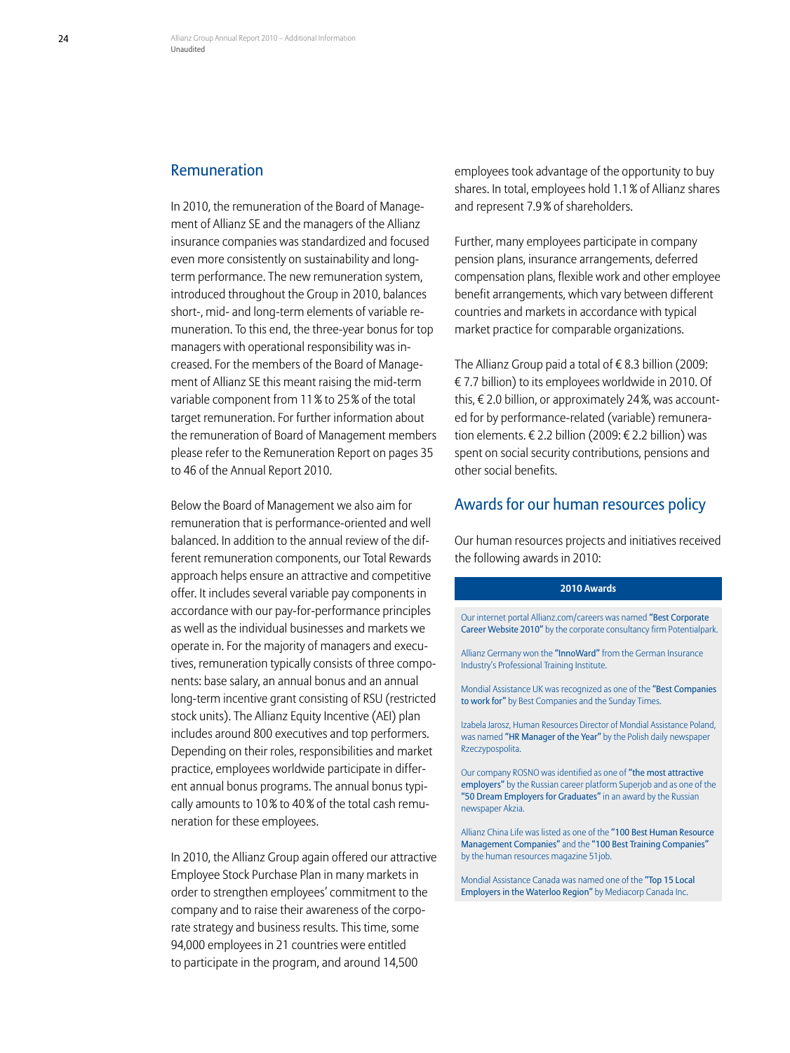## Remuneration

In 2010, the remuneration of the Board of Management of Allianz SE and the managers of the Allianz insurance companies was standardized and focused even more consistently on sustainability and long-term performance. The new remuneration system, introduced throughout the Group in 2010, balances short-, mid- and long-term elements of variable remuneration. To this end, the three-year bonus for top managers with operational responsibility was increased. For the members of the Board of Management of Allianz SE this meant raising the mid-term variable component from 11% to 25% of the total target remuneration. For further information about the remuneration of Board of Management members please refer to the Remuneration Report on pages 35 to 46 of the Annual Report 2010.

Below the Board of Management we also aim for remuneration that is performance-oriented and well balanced. In addition to the annual review of the different remuneration components, our Total Rewards approach helps ensure an attractive and competitive offer. It includes several variable pay components in accordance with our pay-for-performance principles as well as the individual businesses and markets we operate in. For the majority of managers and executives, remuneration typically consists of three components: base salary, an annual bonus and an annual long-term incentive grant consisting of RSU (restricted stock units). The Allianz Equity Incentive (AEI) plan includes around 800 executives and top performers. Depending on their roles, responsibilities and market practice, employees worldwide participate in different annual bonus programs. The annual bonus typically amounts to 10% to 40% of the total cash remuneration for these employees.

In 2010, the Allianz Group again offered our attractive Employee Stock Purchase Plan in many markets in order to strengthen employees' commitment to the company and to raise their awareness of the corporate strategy and business results. This time, some 94,000 employees in 21 countries were entitled to participate in the program, and around 14,500 employees took advantage of the opportunity to buy shares. In total, employees hold 1.1% of Allianz shares and represent 7.9% of shareholders.

Further, many employees participate in company pension plans, insurance arrangements, deferred compensation plans, flexible work and other employee benefit arrangements, which vary between different countries and markets in accordance with typical market practice for comparable organizations.

The Allianz Group paid a total of € 8.3 billion (2009: € 7.7 billion) to its employees worldwide in 2010. Of this, € 2.0 billion, or approximately 24%, was accounted for by performance-related (variable) remuneration elements. € 2.2 billion (2009: € 2.2 billion) was spent on social security contributions, pensions and other social benefits.

## Awards for our human resources policy

Our human resources projects and initiatives received the following awards in 2010:

| 2010 Awards |
|---|
| Our internet portal Allianz.com/careers was named **"Best Corporate Career Website 2010"** by the corporate consultancy firm Potentialpark. |
| Allianz Germany won the **"InnoWard"** from the German Insurance Industry's Professional Training Institute. |
| Mondial Assistance UK was recognized as one of the **"Best Companies to work for"** by Best Companies and the Sunday Times. |
| Izabela Jarosz, Human Resources Director of Mondial Assistance Poland, was named **"HR Manager of the Year"** by the Polish daily newspaper Rzeczypospolita. |
| Our company ROSNO was identified as one of **"the most attractive employers"** by the Russian career platform Superjob and as one of the **"50 Dream Employers for Graduates"** in an award by the Russian newspaper Akzia. |
| Allianz China Life was listed as one of the **"100 Best Human Resource Management Companies"** and the **"100 Best Training Companies"** by the human resources magazine 51job. |
| Mondial Assistance Canada was named one of the **"Top 15 Local Employers in the Waterloo Region"** by Mediacorp Canada Inc. |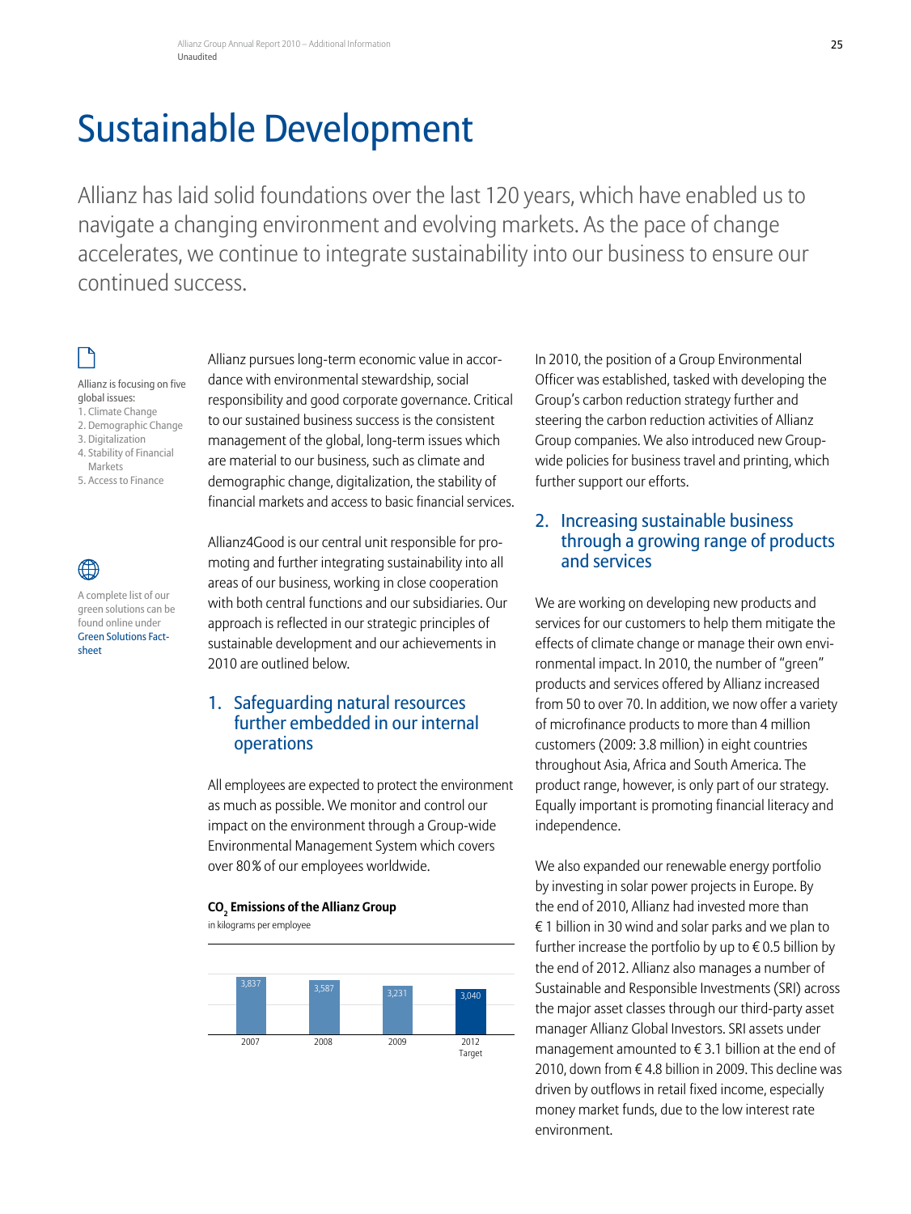# Sustainable Development

Allianz has laid solid foundations over the last 120 years, which have enabled us to navigate a changing environment and evolving markets. As the pace of change accelerates, we continue to integrate sustainability into our business to ensure our continued success.

Allianz is focusing on five global issues:
1. Climate Change
2. Demographic Change
3. Digitalization
4. Stability of Financial Markets
5. Access to Finance

A complete list of our green solutions can be found online under Green Solutions Fact-sheet

Allianz pursues long-term economic value in accordance with environmental stewardship, social responsibility and good corporate governance. Critical to our sustained business success is the consistent management of the global, long-term issues which are material to our business, such as climate and demographic change, digitalization, the stability of financial markets and access to basic financial services.

Allianz4Good is our central unit responsible for promoting and further integrating sustainability into all areas of our business, working in close cooperation with both central functions and our subsidiaries. Our approach is reflected in our strategic principles of sustainable development and our achievements in 2010 are outlined below.

## 1. Safeguarding natural resources further embedded in our internal operations

All employees are expected to protect the environment as much as possible. We monitor and control our impact on the environment through a Group-wide Environmental Management System which covers over 80% of our employees worldwide.

**$CO_2$ Emissions of the Allianz Group**
in kilograms per employee

| 2007 | 2008 | 2009 | 2012 Target |
|---|---|---|---|
| 3,837 | 3,587 | 3,231 | 3,040 |

In 2010, the position of a Group Environmental Officer was established, tasked with developing the Group's carbon reduction strategy further and steering the carbon reduction activities of Allianz Group companies. We also introduced new Group-wide policies for business travel and printing, which further support our efforts.

## 2. Increasing sustainable business through a growing range of products and services

We are working on developing new products and services for our customers to help them mitigate the effects of climate change or manage their own environmental impact. In 2010, the number of "green" products and services offered by Allianz increased from 50 to over 70. In addition, we now offer a variety of microfinance products to more than 4 million customers (2009: 3.8 million) in eight countries throughout Asia, Africa and South America. The product range, however, is only part of our strategy. Equally important is promoting financial literacy and independence.

We also expanded our renewable energy portfolio by investing in solar power projects in Europe. By the end of 2010, Allianz had invested more than € 1 billion in 30 wind and solar parks and we plan to further increase the portfolio by up to € 0.5 billion by the end of 2012. Allianz also manages a number of Sustainable and Responsible Investments (SRI) across the major asset classes through our third-party asset manager Allianz Global Investors. SRI assets under management amounted to € 3.1 billion at the end of 2010, down from € 4.8 billion in 2009. This decline was driven by outflows in retail fixed income, especially money market funds, due to the low interest rate environment.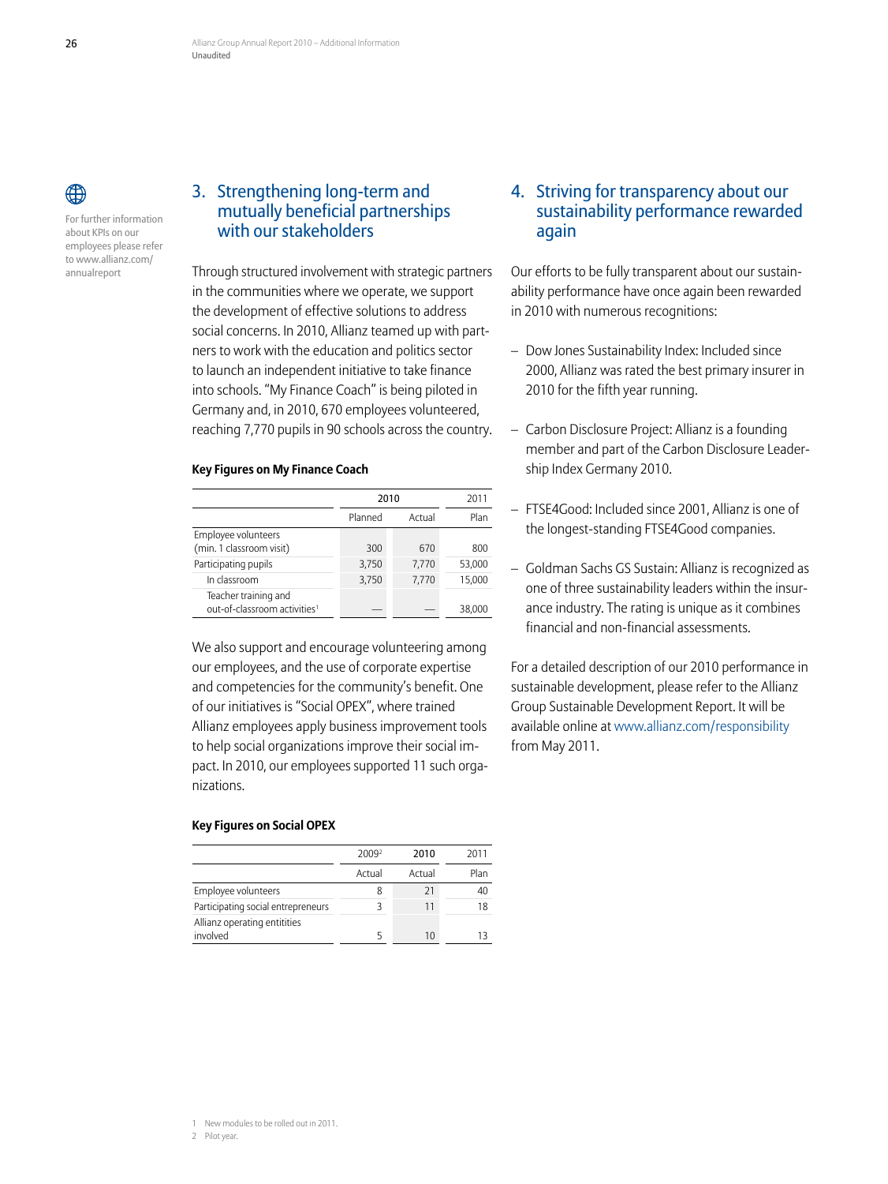For further information about KPIs on our employees please refer to www.allianz.com/annualreport

## 3. Strengthening long-term and mutually beneficial partnerships with our stakeholders

Through structured involvement with strategic partners in the communities where we operate, we support the development of effective solutions to address social concerns. In 2010, Allianz teamed up with partners to work with the education and politics sector to launch an independent initiative to take finance into schools. "My Finance Coach" is being piloted in Germany and, in 2010, 670 employees volunteered, reaching 7,770 pupils in 90 schools across the country.

**Key Figures on My Finance Coach**

| | 2010 | | 2011 |
|---|---|---|---|
| | Planned | Actual | Plan |
| Employee volunteers (min. 1 classroom visit) | 300 | 670 | 800 |
| Participating pupils | 3,750 | 7,770 | 53,000 |
| In classroom | 3,750 | 7,770 | 15,000 |
| Teacher training and out-of-classroom activities[1] | — | — | 38,000 |

We also support and encourage volunteering among our employees, and the use of corporate expertise and competencies for the community's benefit. One of our initiatives is "Social OPEX", where trained Allianz employees apply business improvement tools to help social organizations improve their social impact. In 2010, our employees supported 11 such organizations.

**Key Figures on Social OPEX**

| | 2009[2] | 2010 | 2011 |
|---|---|---|---|
| | Actual | Actual | Plan |
| Employee volunteers | 8 | 21 | 40 |
| Participating social entrepreneurs | 3 | 11 | 18 |
| Allianz operating entities involved | 5 | 10 | 13 |

1 New modules to be rolled out in 2011.
2 Pilot year.

## 4. Striving for transparency about our sustainability performance rewarded again

Our efforts to be fully transparent about our sustainability performance have once again been rewarded in 2010 with numerous recognitions:

- Dow Jones Sustainability Index: Included since 2000, Allianz was rated the best primary insurer in 2010 for the fifth year running.
- Carbon Disclosure Project: Allianz is a founding member and part of the Carbon Disclosure Leadership Index Germany 2010.
- FTSE4Good: Included since 2001, Allianz is one of the longest-standing FTSE4Good companies.
- Goldman Sachs GS Sustain: Allianz is recognized as one of three sustainability leaders within the insurance industry. The rating is unique as it combines financial and non-financial assessments.

For a detailed description of our 2010 performance in sustainable development, please refer to the Allianz Group Sustainable Development Report. It will be available online at www.allianz.com/responsibility from May 2011.